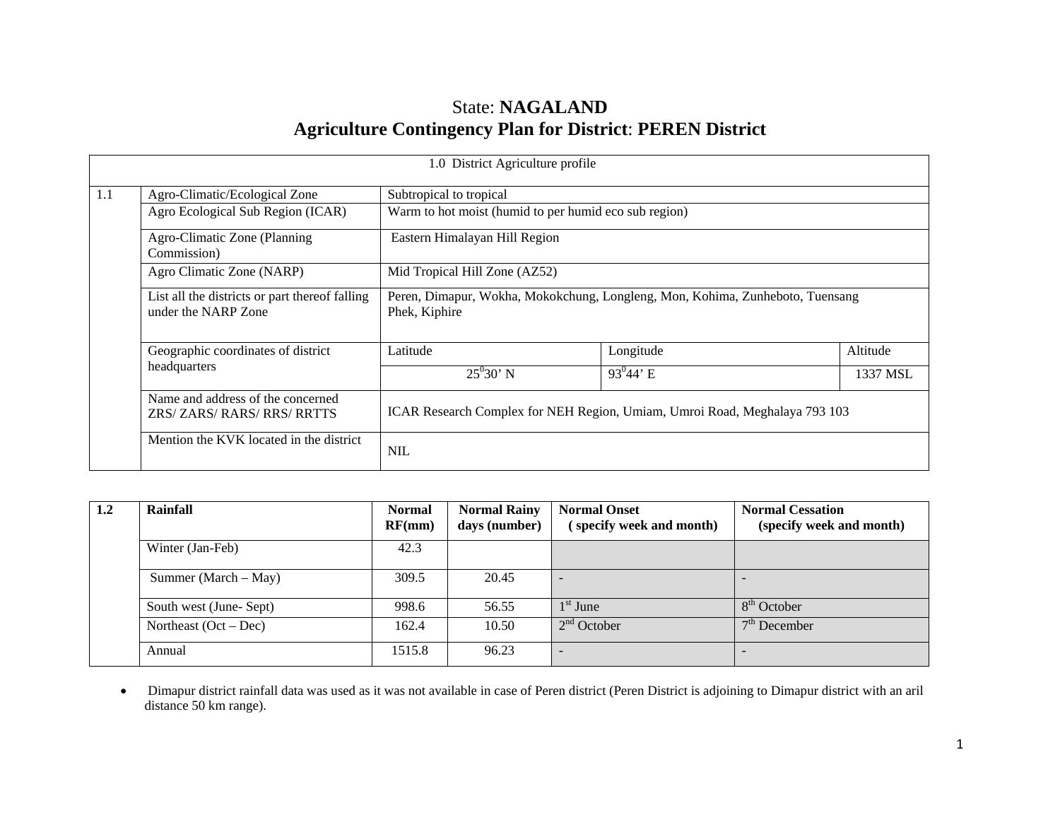# State: **NAGALAND**

## Agriculture Contingency Plan for District: PEREN District

| 1.0 District Agriculture profile | | | | |
|---|---|---|---|---|
| 1.1 | Agro-Climatic/Ecological Zone | Subtropical to tropical | | |
| | Agro Ecological Sub Region (ICAR) | Warm to hot moist (humid to per humid eco sub region) | | |
| | Agro-Climatic Zone (Planning Commission) | Eastern Himalayan Hill Region | | |
| | Agro Climatic Zone (NARP) | Mid Tropical Hill Zone (AZ52) | | |
| | List all the districts or part thereof falling under the NARP Zone | Peren, Dimapur, Wokha, Mokokchung, Longleng, Mon, Kohima, Zunheboto, Tuensang Phek, Kiphire | | |
| | Geographic coordinates of district headquarters | Latitude | Longitude | Altitude |
| | | $25^0 30'$ N | $93^0 44'$ E | 1337 MSL |
| | Name and address of the concerned ZRS/ ZARS/ RARS/ RRS/ RRTTS | ICAR Research Complex for NEH Region, Umiam, Umroi Road, Meghalaya 793 103 | | |
| | Mention the KVK located in the district | NIL | | |

| 1.2 | Rainfall | Normal RF(mm) | Normal Rainy days (number) | Normal Onset (specify week and month) | Normal Cessation (specify week and month) |
|---|---|---|---|---|---|
| | Winter (Jan-Feb) | 42.3 | | | |
| | Summer (March – May) | 309.5 | 20.45 | - | - |
| | South west (June- Sept) | 998.6 | 56.55 | 1st June | 8th October |
| | Northeast (Oct – Dec) | 162.4 | 10.50 | 2nd October | 7th December |
| | Annual | 1515.8 | 96.23 | - | - |

- Dimapur district rainfall data was used as it was not available in case of Peren district (Peren District is adjoining to Dimapur district with an aril distance 50 km range).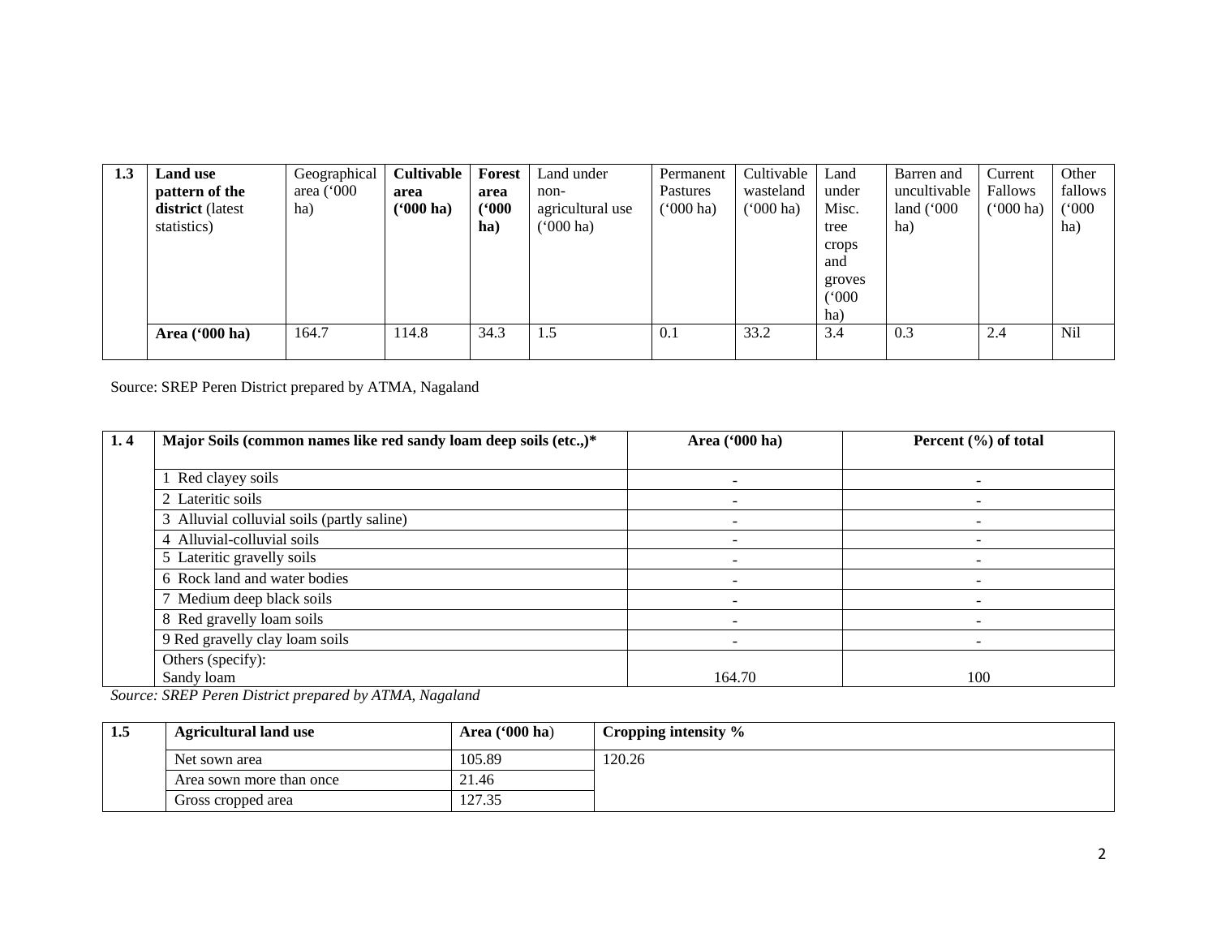| 1.3 | **Land use pattern of the district** (latest statistics) | Geographical area ('000 ha) | **Cultivable area ('000 ha)** | **Forest area ('000 ha)** | Land under non-agricultural use ('000 ha) | Permanent Pastures ('000 ha) | Cultivable wasteland ('000 ha) | Land under Misc. tree crops and groves ('000 ha) | Barren and uncultivable land ('000 ha) | Current Fallows ('000 ha) | Other fallows ('000 ha) |
|---|---|---|---|---|---|---|---|---|---|---|---|
| | **Area ('000 ha)** | 164.7 | 114.8 | 34.3 | 1.5 | 0.1 | 33.2 | 3.4 | 0.3 | 2.4 | Nil |

Source: SREP Peren District prepared by ATMA, Nagaland

| 1. 4 | **Major Soils (common names like red sandy loam deep soils (etc.,)*** | **Area ('000 ha)** | **Percent (%) of total** |
|---|---|---|---|
| | 1 Red clayey soils | - | - |
| | 2 Lateritic soils | - | - |
| | 3 Alluvial colluvial soils (partly saline) | - | - |
| | 4 Alluvial-colluvial soils | - | - |
| | 5 Lateritic gravelly soils | - | - |
| | 6 Rock land and water bodies | - | - |
| | 7 Medium deep black soils | - | - |
| | 8 Red gravelly loam soils | - | - |
| | 9 Red gravelly clay loam soils | - | - |
| | Others (specify): Sandy loam | 164.70 | 100 |

*Source: SREP Peren District prepared by ATMA, Nagaland*

| 1.5 | **Agricultural land use** | **Area ('000 ha)** | **Cropping intensity %** |
|---|---|---|---|
| | Net sown area | 105.89 | 120.26 |
| | Area sown more than once | 21.46 | |
| | Gross cropped area | 127.35 | |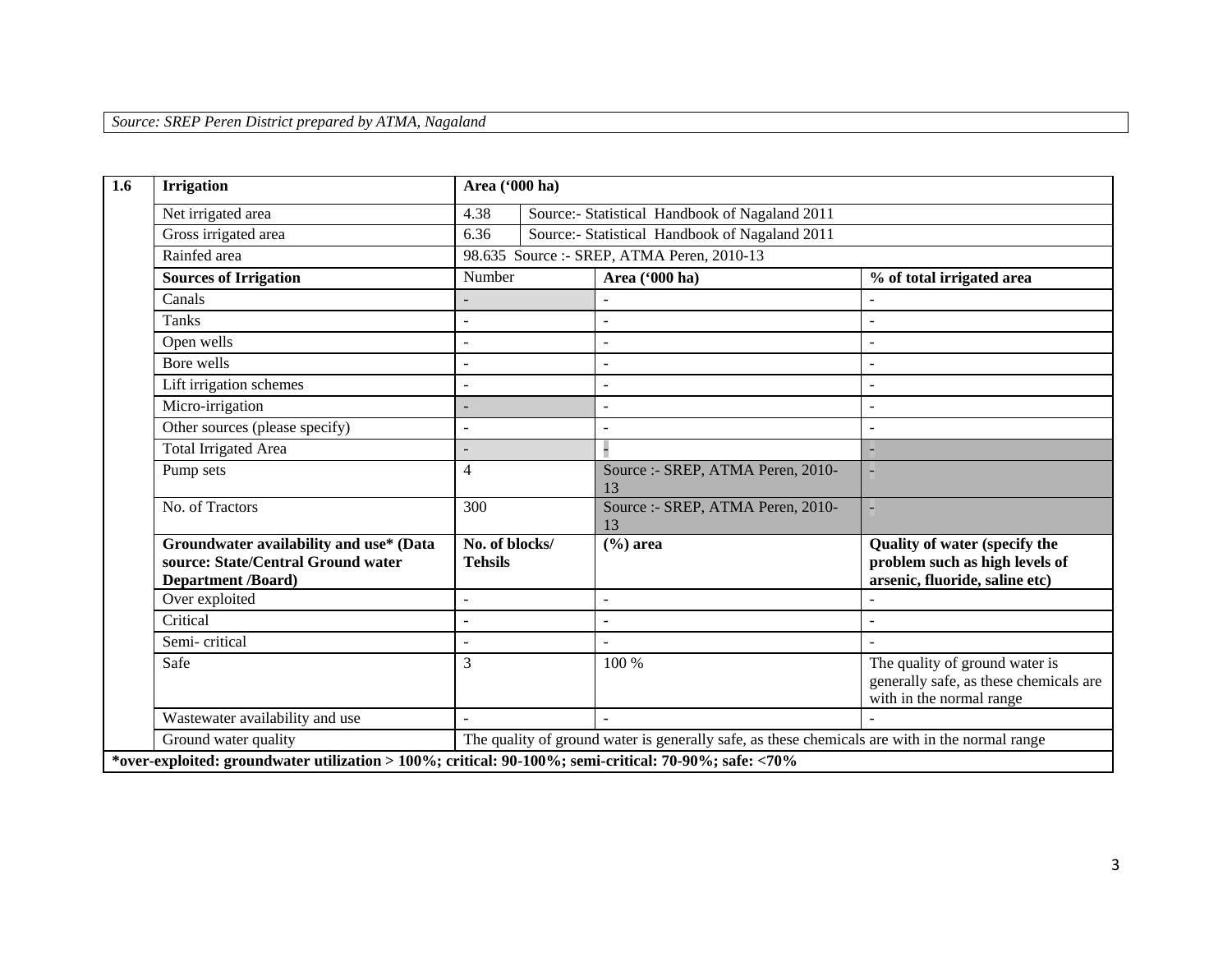*Source: SREP Peren District prepared by ATMA, Nagaland*

| 1.6 | Irrigation | Area ('000 ha) | | | |
|---|---|---|---|---|---|
| | Net irrigated area | 4.38 | Source:- Statistical Handbook of Nagaland 2011 | | |
| | Gross irrigated area | 6.36 | Source:- Statistical Handbook of Nagaland 2011 | | |
| | Rainfed area | 98.635 Source :- SREP, ATMA Peren, 2010-13 | | | |
| | **Sources of Irrigation** | Number | | **Area ('000 ha)** | **% of total irrigated area** |
| | Canals | - | | - | - |
| | Tanks | - | | - | - |
| | Open wells | - | | - | - |
| | Bore wells | - | | - | - |
| | Lift irrigation schemes | - | | - | - |
| | Micro-irrigation | - | | - | - |
| | Other sources (please specify) | - | | - | - |
| | Total Irrigated Area | - | | - | - |
| | Pump sets | 4 | | Source :- SREP, ATMA Peren, 2010-13 | - |
| | No. of Tractors | 300 | | Source :- SREP, ATMA Peren, 2010-13 | - |
| | **Groundwater availability and use* (Data source: State/Central Ground water Department /Board)** | **No. of blocks/ Tehsils** | | **(%) area** | **Quality of water (specify the problem such as high levels of arsenic, fluoride, saline etc)** |
| | Over exploited | - | | - | - |
| | Critical | - | | - | - |
| | Semi- critical | - | | - | - |
| | Safe | 3 | | 100 % | The quality of ground water is generally safe, as these chemicals are with in the normal range |
| | Wastewater availability and use | - | | - | - |
| | Ground water quality | The quality of ground water is generally safe, as these chemicals are with in the normal range | | | |

**\*over-exploited: groundwater utilization > 100%; critical: 90-100%; semi-critical: 70-90%; safe: <70%**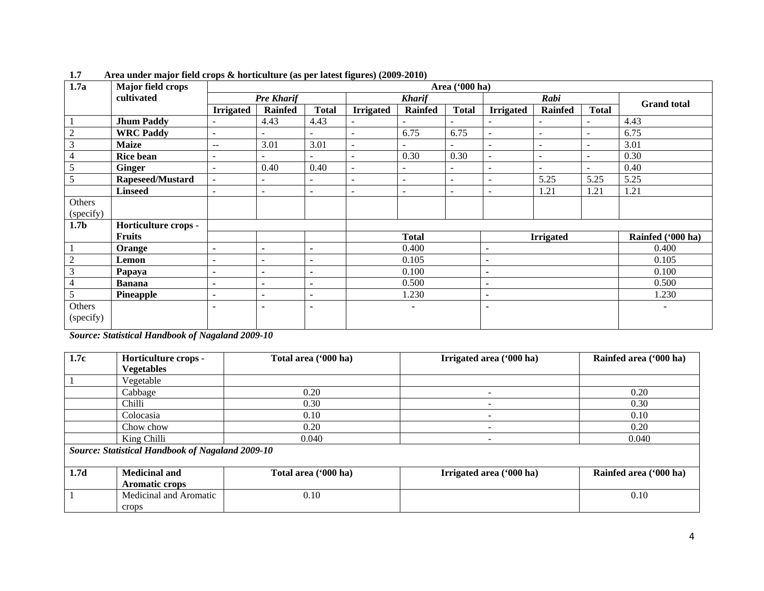**1.7 Area under major field crops & horticulture (as per latest figures) (2009-2010)**

| 1.7a | Major field crops cultivated | Area ('000 ha) | | | | | | | | | |
|---|---|---|---|---|---|---|---|---|---|---|---|
| | | *Pre Kharif* | | | *Kharif* | | | *Rabi* | | | Grand total |
| | | Irrigated | Rainfed | Total | Irrigated | Rainfed | Total | Irrigated | Rainfed | Total | |
| 1 | **Jhum Paddy** | - | 4.43 | 4.43 | - | - | - | - | - | - | 4.43 |
| 2 | **WRC Paddy** | - | - | - | - | 6.75 | 6.75 | - | - | - | 6.75 |
| 3 | **Maize** | -- | 3.01 | 3.01 | - | - | - | - | - | - | 3.01 |
| 4 | **Rice bean** | - | - | - | - | 0.30 | 0.30 | - | - | - | 0.30 |
| 5 | **Ginger** | - | 0.40 | 0.40 | - | - | - | - | - | - | 0.40 |
| 5 | **Rapeseed/Mustard** | - | - | - | - | - | - | - | 5.25 | 5.25 | 5.25 |
| | **Linseed** | - | - | - | - | - | - | - | 1.21 | 1.21 | 1.21 |
| Others (specify) | | | | | | | | | | | |

| 1.7b | Horticulture crops - Fruits | | | | Total | Irrigated | Rainfed ('000 ha) |
|---|---|---|---|---|---|---|---|
| 1 | **Orange** | - | - | - | 0.400 | - | 0.400 |
| 2 | **Lemon** | - | - | - | 0.105 | - | 0.105 |
| 3 | **Papaya** | - | - | - | 0.100 | - | 0.100 |
| 4 | **Banana** | - | - | - | 0.500 | - | 0.500 |
| 5 | **Pineapple** | - | - | - | 1.230 | - | 1.230 |
| Others (specify) | | - | - | - | - | - | - |

***Source: Statistical Handbook of Nagaland 2009-10***

| 1.7c | Horticulture crops - Vegetables | Total area ('000 ha) | Irrigated area ('000 ha) | Rainfed area ('000 ha) |
|---|---|---|---|---|
| 1 | Vegetable | | | |
| | Cabbage | 0.20 | - | 0.20 |
| | Chilli | 0.30 | - | 0.30 |
| | Colocasia | 0.10 | - | 0.10 |
| | Chow chow | 0.20 | - | 0.20 |
| | King Chilli | 0.040 | - | 0.040 |

***Source: Statistical Handbook of Nagaland 2009-10***

| 1.7d | Medicinal and Aromatic crops | Total area ('000 ha) | Irrigated area ('000 ha) | Rainfed area ('000 ha) |
|---|---|---|---|---|
| 1 | Medicinal and Aromatic crops | 0.10 | | 0.10 |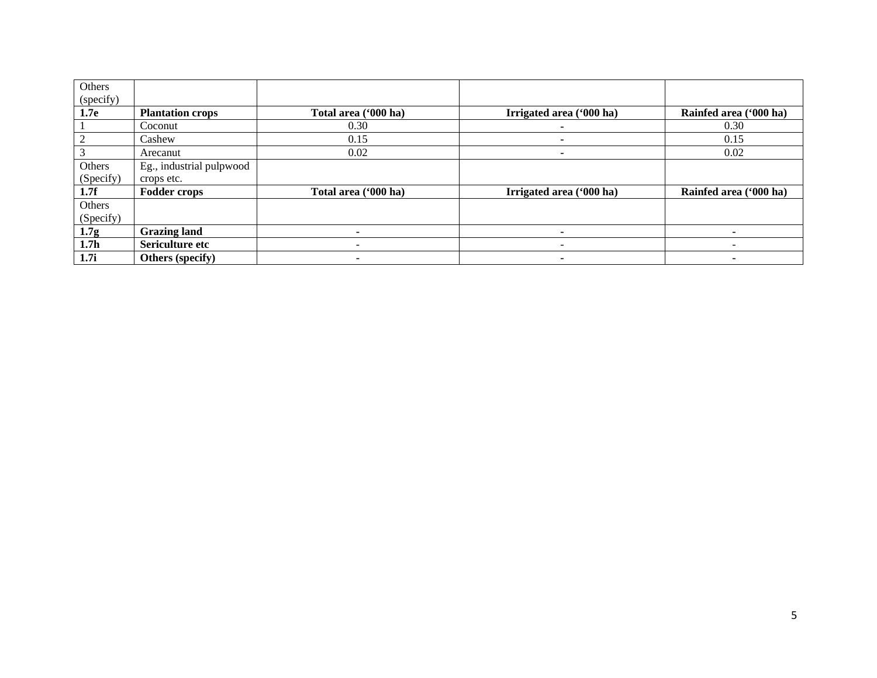| Others (specify) | | | | |
|---|---|---|---|---|
| **1.7e** | **Plantation crops** | **Total area ('000 ha)** | **Irrigated area ('000 ha)** | **Rainfed area ('000 ha)** |
| 1 | Coconut | 0.30 | - | 0.30 |
| 2 | Cashew | 0.15 | - | 0.15 |
| 3 | Arecanut | 0.02 | - | 0.02 |
| Others (Specify) | Eg., industrial pulpwood crops etc. | | | |
| **1.7f** | **Fodder crops** | **Total area ('000 ha)** | **Irrigated area ('000 ha)** | **Rainfed area ('000 ha)** |
| Others (Specify) | | | | |
| **1.7g** | **Grazing land** | - | - | - |
| **1.7h** | **Sericulture etc** | - | - | - |
| **1.7i** | **Others (specify)** | - | - | - |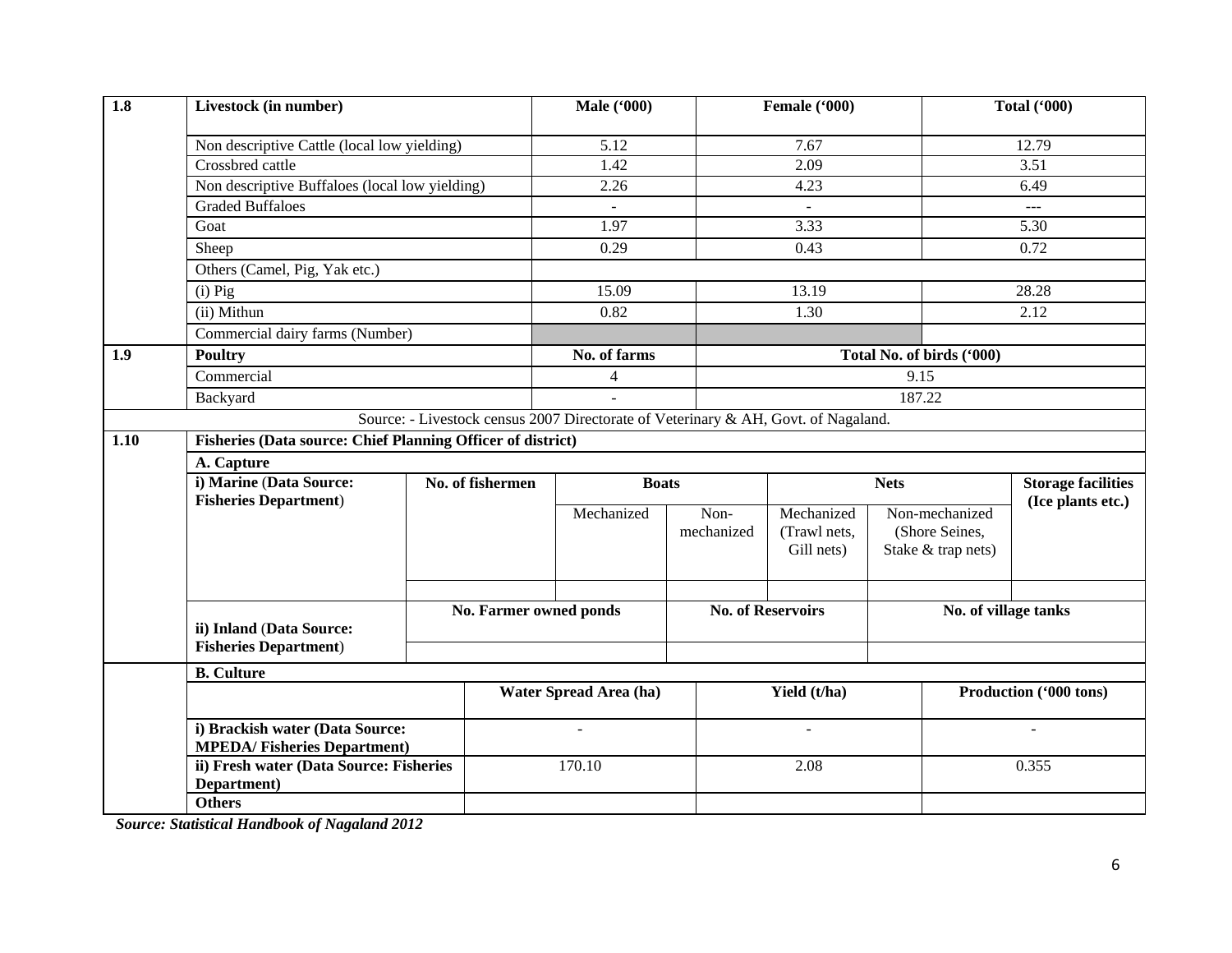| 1.8 | Livestock (in number) | Male ('000) | Female ('000) | Total ('000) |
|---|---|---|---|---|
| | Non descriptive Cattle (local low yielding) | 5.12 | 7.67 | 12.79 |
| | Crossbred cattle | 1.42 | 2.09 | 3.51 |
| | Non descriptive Buffaloes (local low yielding) | 2.26 | 4.23 | 6.49 |
| | Graded Buffaloes | - | - | --- |
| | Goat | 1.97 | 3.33 | 5.30 |
| | Sheep | 0.29 | 0.43 | 0.72 |
| | Others (Camel, Pig, Yak etc.) | | | |
| | (i) Pig | 15.09 | 13.19 | 28.28 |
| | (ii) Mithun | 0.82 | 1.30 | 2.12 |
| | Commercial dairy farms (Number) | | | |

| 1.9 | Poultry | No. of farms | Total No. of birds ('000) |
|---|---|---|---|
| | Commercial | 4 | 9.15 |
| | Backyard | - | 187.22 |

Source: - Livestock census 2007 Directorate of Veterinary & AH, Govt. of Nagaland.

**1.10 Fisheries (Data source: Chief Planning Officer of district)**

**A. Capture**

| i) Marine (Data Source: Fisheries Department) | No. of fishermen | Boats | | Nets | | Storage facilities (Ice plants etc.) |
|---|---|---|---|---|---|---|
| | | Mechanized | Non-mechanized | Mechanized (Trawl nets, Gill nets) | Non-mechanized (Shore Seines, Stake & trap nets) | |
| | | | | | | |

| ii) Inland (Data Source: Fisheries Department) | No. Farmer owned ponds | No. of Reservoirs | No. of village tanks |
|---|---|---|---|
| | | | |

**B. Culture**

| | Water Spread Area (ha) | Yield (t/ha) | Production ('000 tons) |
|---|---|---|---|
| i) Brackish water (Data Source: MPEDA/ Fisheries Department) | - | - | - |
| ii) Fresh water (Data Source: Fisheries Department) | 170.10 | 2.08 | 0.355 |
| Others | | | |

***Source: Statistical Handbook of Nagaland 2012***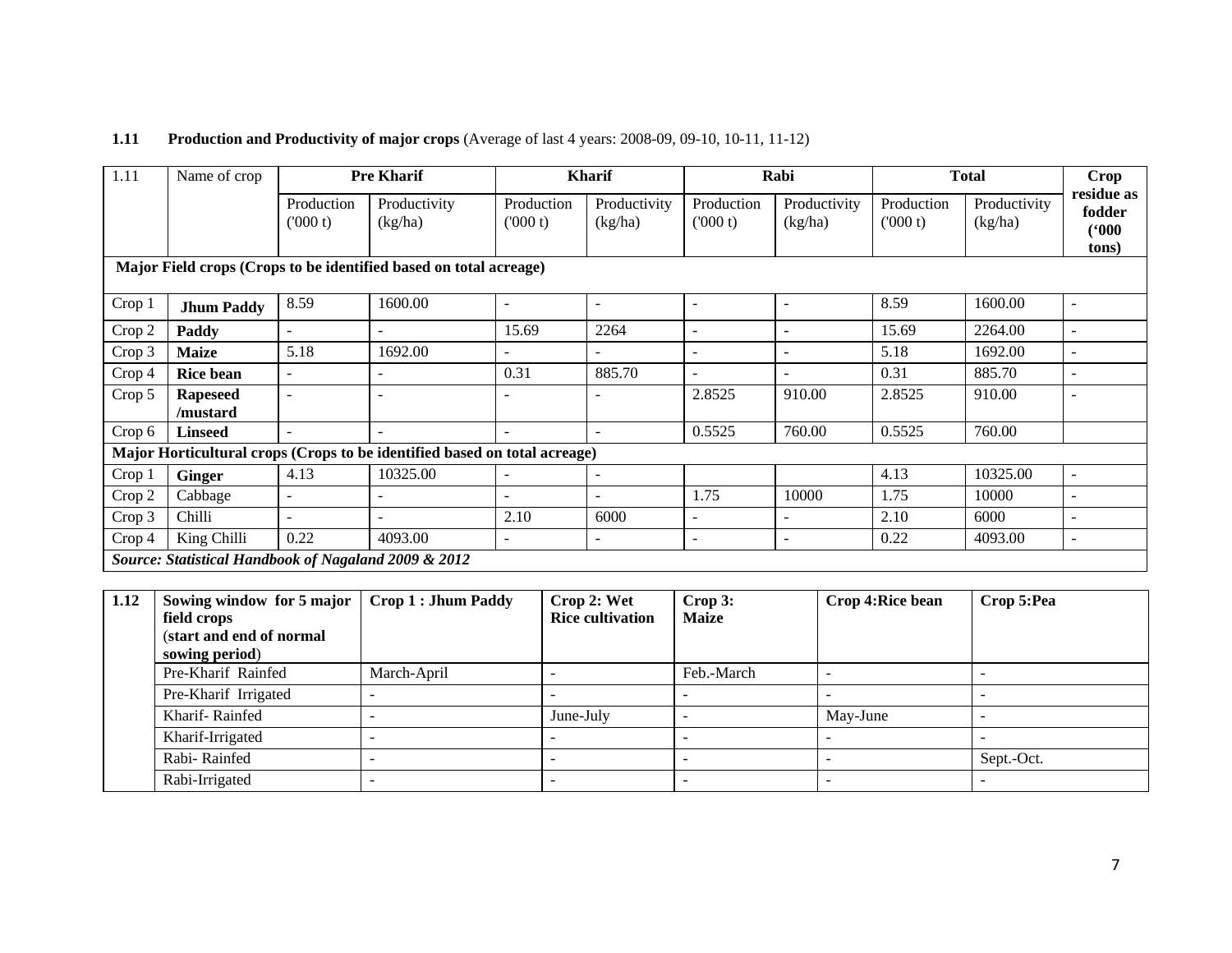**1.11 Production and Productivity of major crops** (Average of last 4 years: 2008-09, 09-10, 10-11, 11-12)

| 1.11 | Name of crop | Pre Kharif | | Kharif | | Rabi | | Total | | Crop residue as fodder ('000 tons) |
|---|---|---|---|---|---|---|---|---|---|---|
| | | Production ('000 t) | Productivity (kg/ha) | Production ('000 t) | Productivity (kg/ha) | Production ('000 t) | Productivity (kg/ha) | Production ('000 t) | Productivity (kg/ha) | |
| **Major Field crops (Crops to be identified based on total acreage)** | | | | | | | | | | |
| Crop 1 | **Jhum Paddy** | 8.59 | 1600.00 | - | - | - | - | 8.59 | 1600.00 | - |
| Crop 2 | **Paddy** | - | - | 15.69 | 2264 | - | - | 15.69 | 2264.00 | - |
| Crop 3 | **Maize** | 5.18 | 1692.00 | - | - | - | - | 5.18 | 1692.00 | - |
| Crop 4 | **Rice bean** | - | - | 0.31 | 885.70 | - | - | 0.31 | 885.70 | - |
| Crop 5 | **Rapeseed /mustard** | - | - | - | - | 2.8525 | 910.00 | 2.8525 | 910.00 | - |
| Crop 6 | **Linseed** | - | - | - | - | 0.5525 | 760.00 | 0.5525 | 760.00 | |
| **Major Horticultural crops (Crops to be identified based on total acreage)** | | | | | | | | | | |
| Crop 1 | **Ginger** | 4.13 | 10325.00 | - | - | | | 4.13 | 10325.00 | - |
| Crop 2 | Cabbage | - | - | - | - | 1.75 | 10000 | 1.75 | 10000 | - |
| Crop 3 | Chilli | - | - | 2.10 | 6000 | - | - | 2.10 | 6000 | - |
| Crop 4 | King Chilli | 0.22 | 4093.00 | - | - | - | - | 0.22 | 4093.00 | - |

***Source: Statistical Handbook of Nagaland 2009 & 2012***

| 1.12 | Sowing window for 5 major field crops (start and end of normal sowing period) | Crop 1 : Jhum Paddy | Crop 2: Wet Rice cultivation | Crop 3: Maize | Crop 4:Rice bean | Crop 5:Pea |
|---|---|---|---|---|---|---|
| | Pre-Kharif Rainfed | March-April | - | Feb.-March | - | - |
| | Pre-Kharif Irrigated | - | - | - | - | - |
| | Kharif- Rainfed | - | June-July | - | May-June | - |
| | Kharif-Irrigated | - | - | - | - | - |
| | Rabi- Rainfed | - | - | - | - | Sept.-Oct. |
| | Rabi-Irrigated | - | - | - | - | - |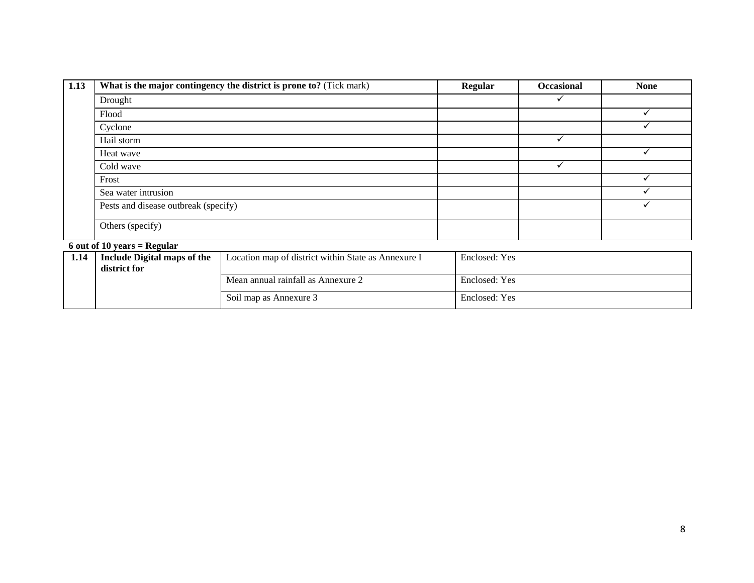| 1.13 | What is the major contingency the district is prone to? (Tick mark) | Regular | Occasional | None |
|---|---|---|---|---|
| | Drought | | ✓ | |
| | Flood | | | ✓ |
| | Cyclone | | | ✓ |
| | Hail storm | | ✓ | |
| | Heat wave | | | ✓ |
| | Cold wave | | ✓ | |
| | Frost | | | ✓ |
| | Sea water intrusion | | | ✓ |
| | Pests and disease outbreak (specify) | | | ✓ |
| | Others (specify) | | | |

**6 out of 10 years = Regular**

| 1.14 | Include Digital maps of the district for | Location map of district within State as Annexure I | Enclosed: Yes |
|---|---|---|---|
| | | Mean annual rainfall as Annexure 2 | Enclosed: Yes |
| | | Soil map as Annexure 3 | Enclosed: Yes |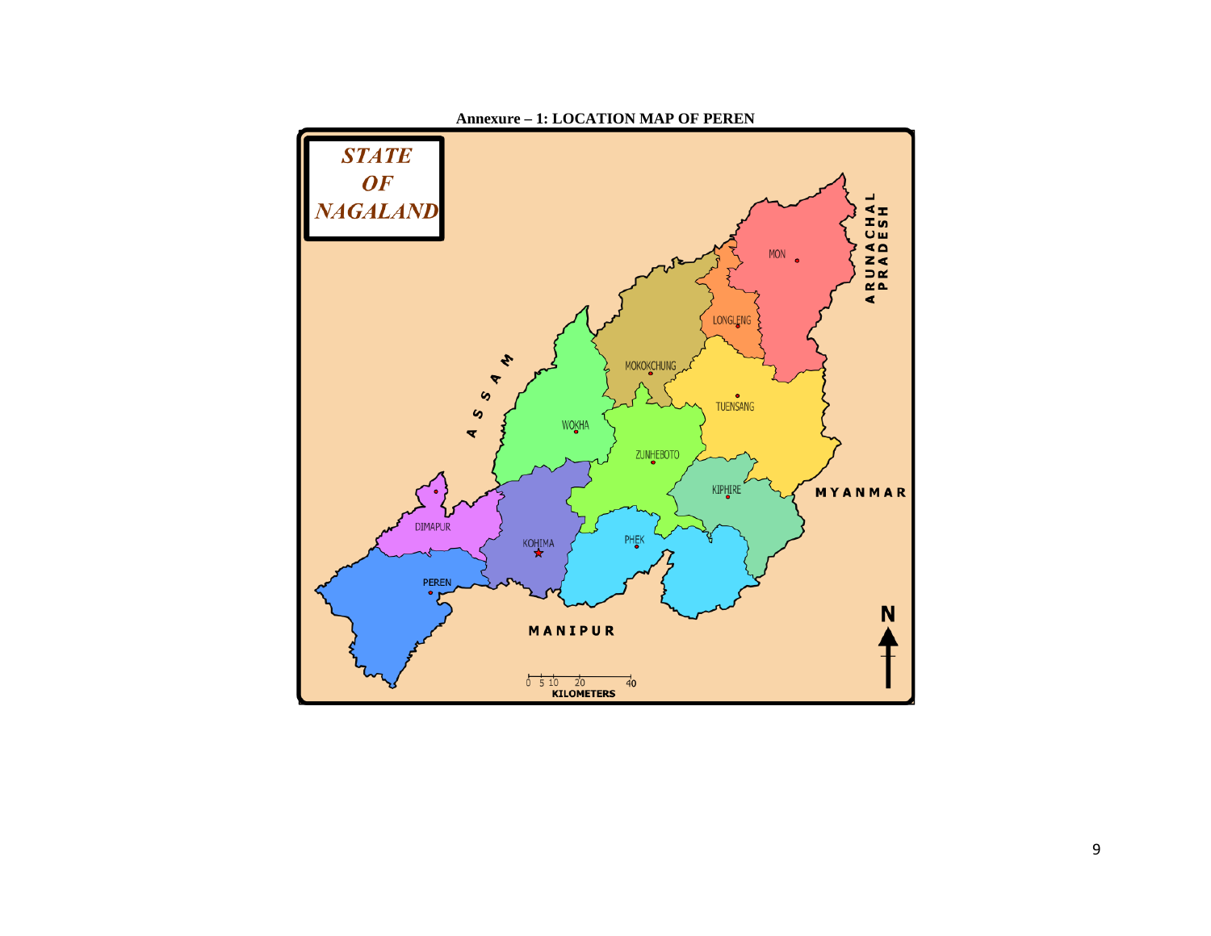**Annexure – 1: LOCATION MAP OF PEREN**

STATE OF NAGALAND

MON

LONGLENG

ARUNACHAL PRADESH

MOKOKCHUNG

ASSAM

TUENSANG

WOKHA

ZUNHEBOTO

KIPHIRE

MYANMAR

DIMAPUR

KOHIMA

PHEK

PEREN

MANIPUR

N

0 5 10 20 40
KILOMETERS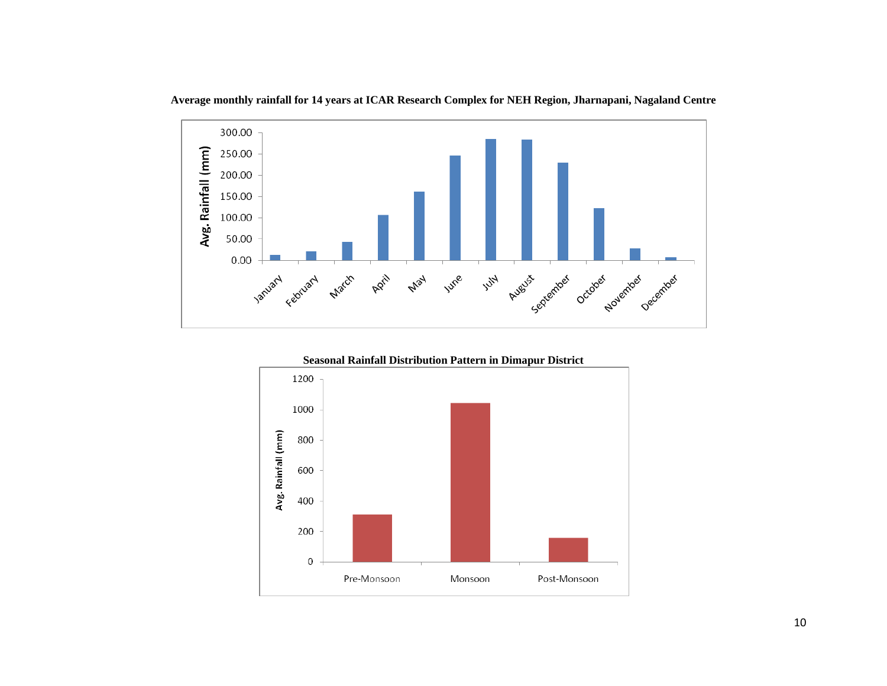**Average monthly rainfall for 14 years at ICAR Research Complex for NEH Region, Jharnapani, Nagaland Centre**

**Seasonal Rainfall Distribution Pattern in Dimapur District**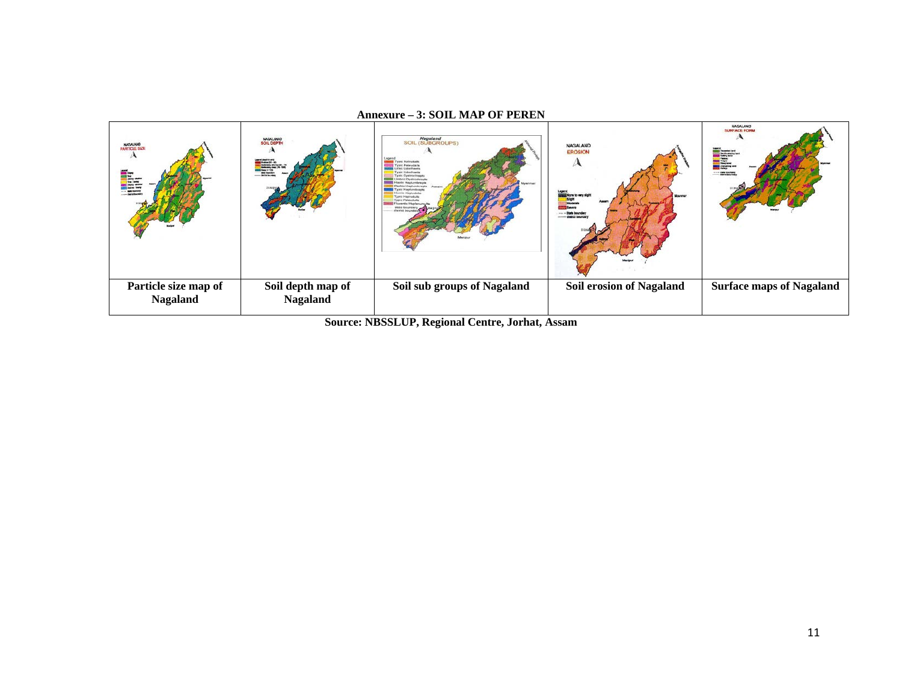**Annexure – 3: SOIL MAP OF PEREN**

| | | | | |
|---|---|---|---|---|
| Particle size map of Nagaland | Soil depth map of Nagaland | Soil sub groups of Nagaland | Soil erosion of Nagaland | Surface maps of Nagaland |

**Source: NBSSLUP, Regional Centre, Jorhat, Assam**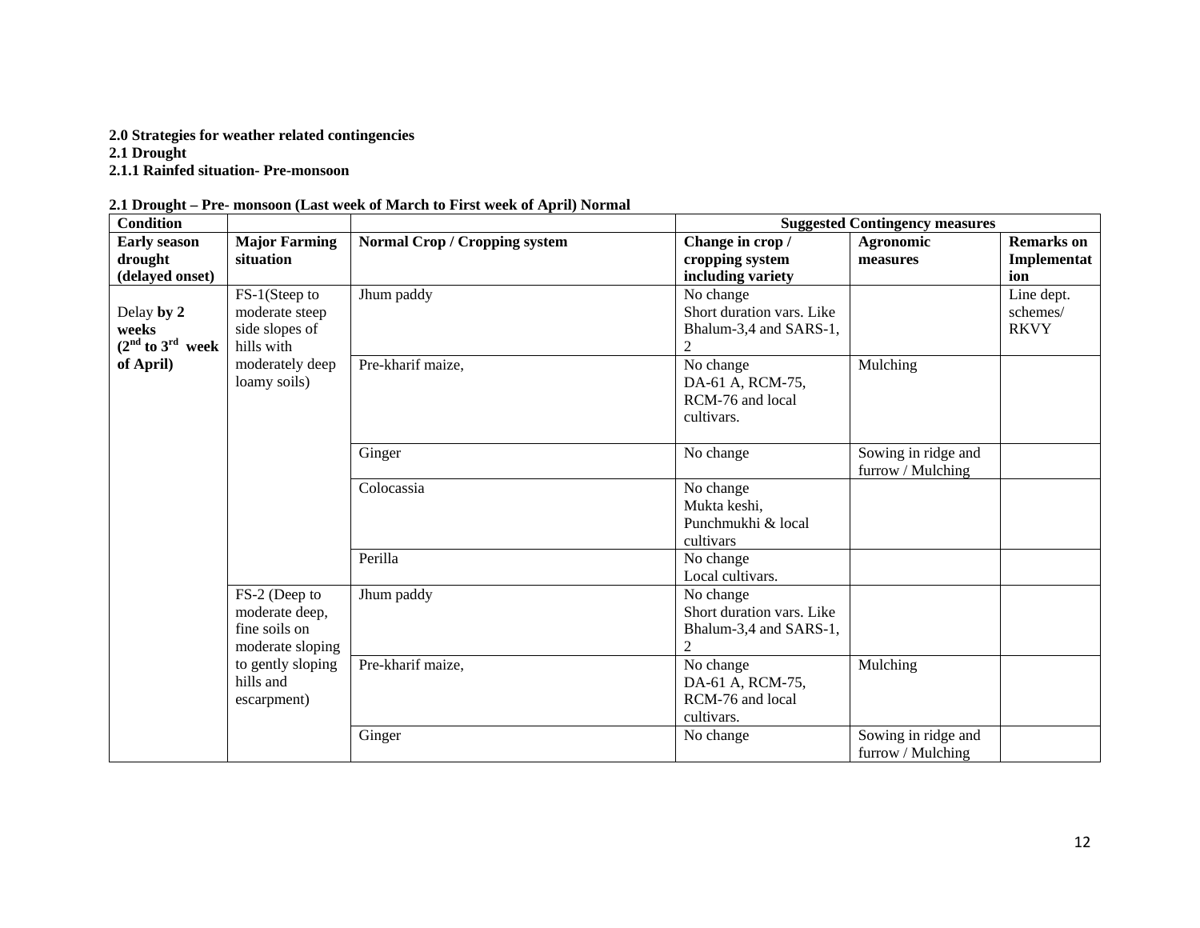**2.0 Strategies for weather related contingencies**
**2.1 Drought**
**2.1.1 Rainfed situation- Pre-monsoon**

**2.1 Drought – Pre- monsoon (Last week of March to First week of April) Normal**

| Condition | | | Suggested Contingency measures | | |
|---|---|---|---|---|---|
| **Early season drought (delayed onset)** | **Major Farming situation** | **Normal Crop / Cropping system** | **Change in crop / cropping system including variety** | **Agronomic measures** | **Remarks on Implementation** |
| Delay **by 2 weeks (2[nd] to 3[rd] week of April)** | FS-1(Steep to moderate steep side slopes of hills with moderately deep loamy soils) | Jhum paddy | No change<br>Short duration vars. Like Bhalum-3,4 and SARS-1, 2 | | Line dept. schemes/ RKVY |
| | | Pre-kharif maize, | No change<br>DA-61 A, RCM-75, RCM-76 and local cultivars. | Mulching | |
| | | Ginger | No change | Sowing in ridge and furrow / Mulching | |
| | | Colocassia | No change<br>Mukta keshi, Punchmukhi & local cultivars | | |
| | | Perilla | No change<br>Local cultivars. | | |
| | FS-2 (Deep to moderate deep, fine soils on moderate sloping to gently sloping hills and escarpment) | Jhum paddy | No change<br>Short duration vars. Like Bhalum-3,4 and SARS-1, 2 | | |
| | | Pre-kharif maize, | No change<br>DA-61 A, RCM-75, RCM-76 and local cultivars. | Mulching | |
| | | Ginger | No change | Sowing in ridge and furrow / Mulching | |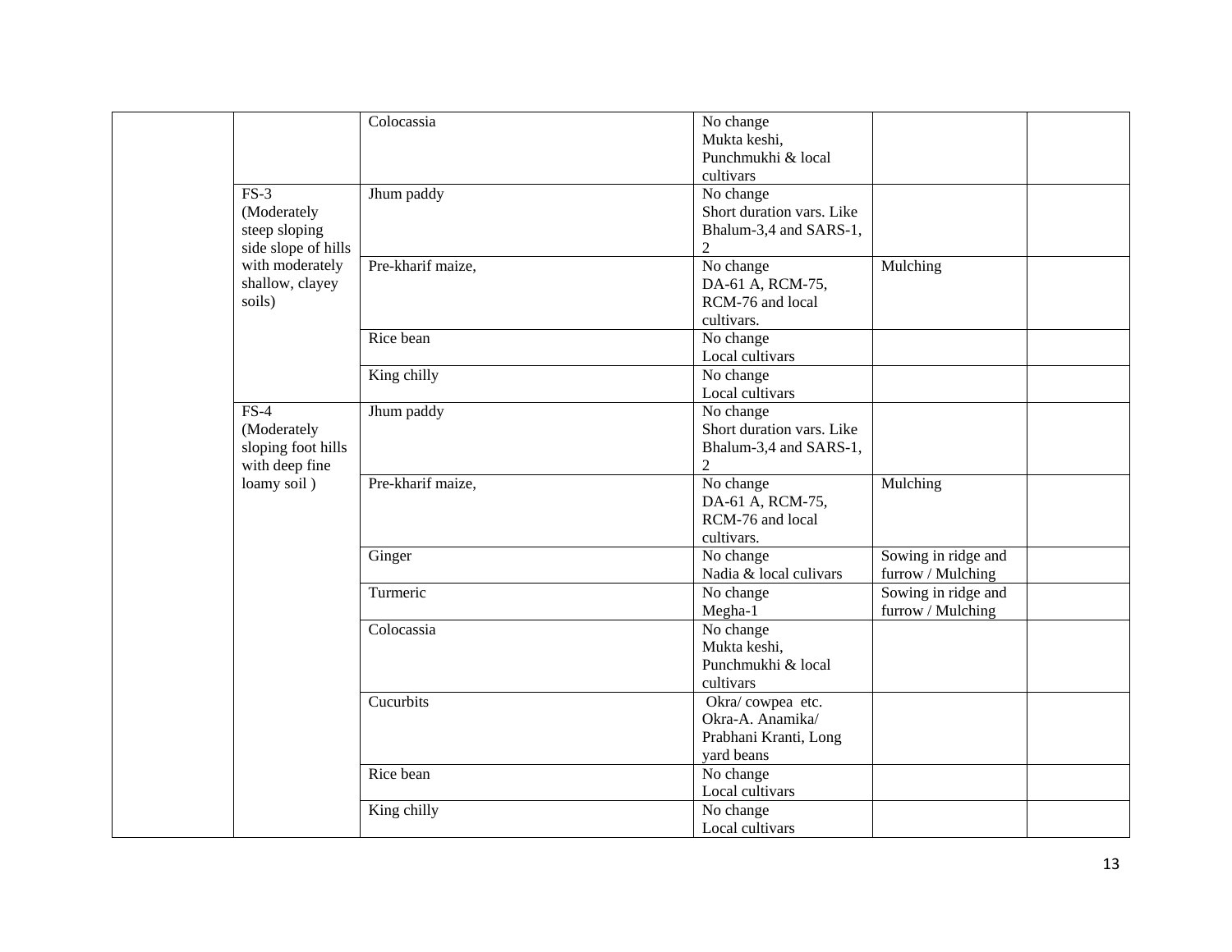| | | | | | |
|---|---|---|---|---|---|
| | | Colocassia | No change<br>Mukta keshi,<br>Punchmukhi & local cultivars | | |
| | FS-3 (Moderately steep sloping side slope of hills with moderately shallow, clayey soils) | Jhum paddy | No change<br>Short duration vars. Like Bhalum-3,4 and SARS-1, 2 | | |
| | | Pre-kharif maize, | No change<br>DA-61 A, RCM-75, RCM-76 and local cultivars. | Mulching | |
| | | Rice bean | No change<br>Local cultivars | | |
| | | King chilly | No change<br>Local cultivars | | |
| | FS-4 (Moderately sloping foot hills with deep fine loamy soil ) | Jhum paddy | No change<br>Short duration vars. Like Bhalum-3,4 and SARS-1, 2 | | |
| | | Pre-kharif maize, | No change<br>DA-61 A, RCM-75, RCM-76 and local cultivars. | Mulching | |
| | | Ginger | No change<br>Nadia & local culivars | Sowing in ridge and furrow / Mulching | |
| | | Turmeric | No change<br>Megha-1 | Sowing in ridge and furrow / Mulching | |
| | | Colocassia | No change<br>Mukta keshi,<br>Punchmukhi & local cultivars | | |
| | | Cucurbits | Okra/ cowpea etc.<br>Okra-A. Anamika/ Prabhani Kranti, Long yard beans | | |
| | | Rice bean | No change<br>Local cultivars | | |
| | | King chilly | No change<br>Local cultivars | | |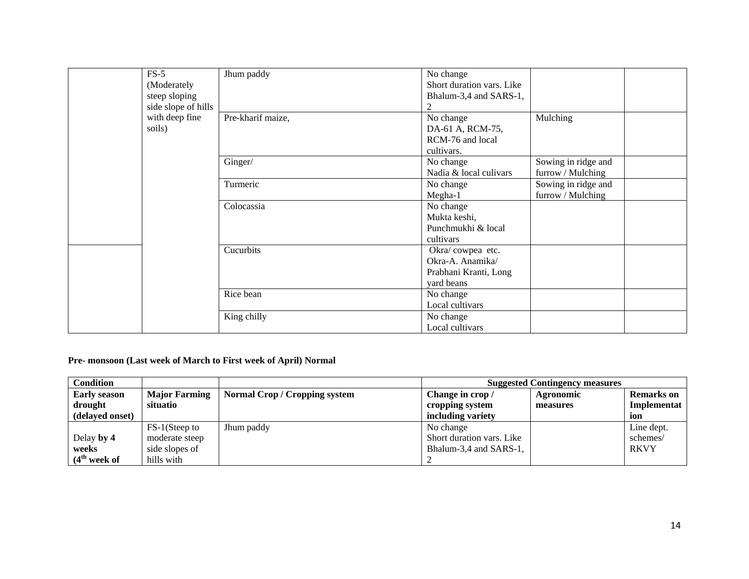| | | | | | |
|---|---|---|---|---|---|
| | FS-5 (Moderately steep sloping side slope of hills with deep fine soils) | Jhum paddy | No change<br>Short duration vars. Like Bhalum-3,4 and SARS-1, 2 | | |
| | | Pre-kharif maize, | No change<br>DA-61 A, RCM-75, RCM-76 and local cultivars. | Mulching | |
| | | Ginger/ | No change<br>Nadia & local culivars | Sowing in ridge and furrow / Mulching | |
| | | Turmeric | No change<br>Megha-1 | Sowing in ridge and furrow / Mulching | |
| | | Colocassia | No change<br>Mukta keshi, Punchmukhi & local cultivars | | |
| | | Cucurbits | Okra/ cowpea etc.<br>Okra-A. Anamika/ Prabhani Kranti, Long yard beans | | |
| | | Rice bean | No change<br>Local cultivars | | |
| | | King chilly | No change<br>Local cultivars | | |

**Pre- monsoon (Last week of March to First week of April) Normal**

| Condition | | | Suggested Contingency measures | | |
|---|---|---|---|---|---|
| **Early season drought (delayed onset)** | **Major Farming situatio** | **Normal Crop / Cropping system** | **Change in crop / cropping system including variety** | **Agronomic measures** | **Remarks on Implementation** |
| Delay **by 4 weeks (4th week of** | FS-1(Steep to moderate steep side slopes of hills with | Jhum paddy | No change<br>Short duration vars. Like Bhalum-3,4 and SARS-1, 2 | | Line dept. schemes/ RKVY |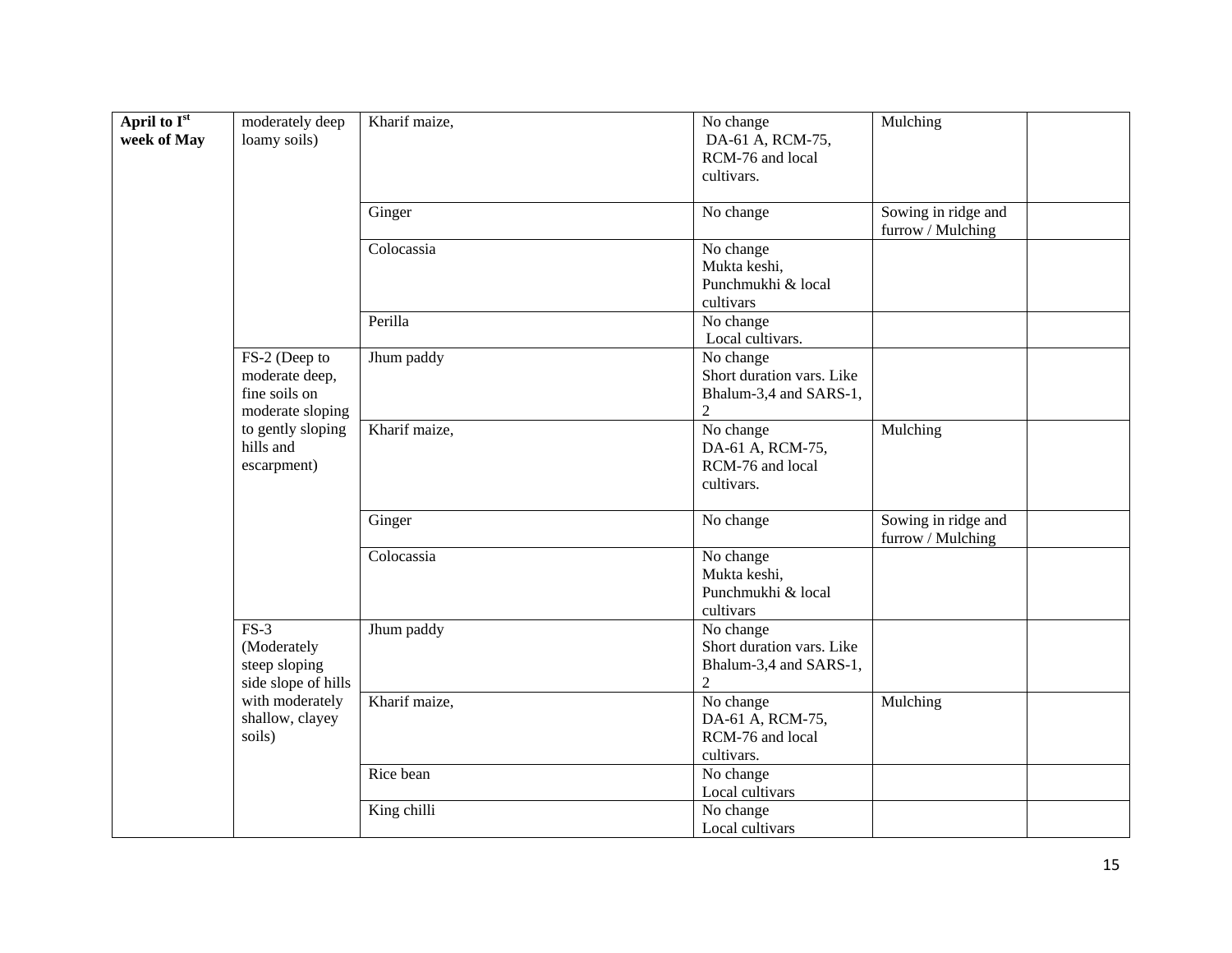| April to I[st] week of May | moderately deep loamy soils) | Kharif maize, | No change DA-61 A, RCM-75, RCM-76 and local cultivars. | Mulching | |
|---|---|---|---|---|---|
| | | Ginger | No change | Sowing in ridge and furrow / Mulching | |
| | | Colocassia | No change Mukta keshi, Punchmukhi & local cultivars | | |
| | | Perilla | No change Local cultivars. | | |
| | FS-2 (Deep to moderate deep, fine soils on moderate sloping to gently sloping hills and escarpment) | Jhum paddy | No change Short duration vars. Like Bhalum-3,4 and SARS-1, 2 | | |
| | | Kharif maize, | No change DA-61 A, RCM-75, RCM-76 and local cultivars. | Mulching | |
| | | Ginger | No change | Sowing in ridge and furrow / Mulching | |
| | | Colocassia | No change Mukta keshi, Punchmukhi & local cultivars | | |
| | FS-3 (Moderately steep sloping side slope of hills with moderately shallow, clayey soils) | Jhum paddy | No change Short duration vars. Like Bhalum-3,4 and SARS-1, 2 | | |
| | | Kharif maize, | No change DA-61 A, RCM-75, RCM-76 and local cultivars. | Mulching | |
| | | Rice bean | No change Local cultivars | | |
| | | King chilli | No change Local cultivars | | |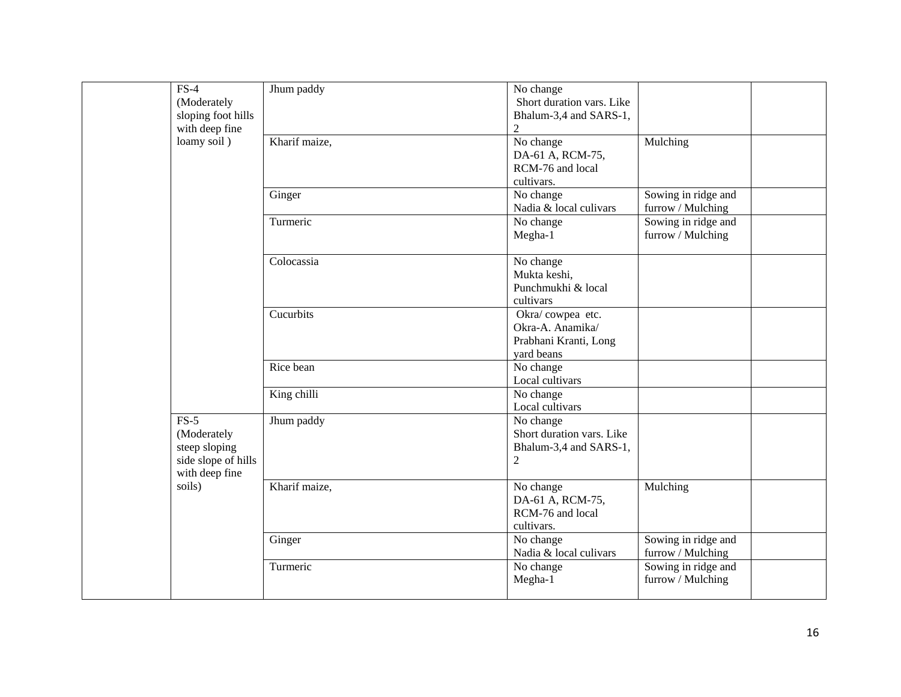|  |  |  |  |  |  |
|---|---|---|---|---|---|
|  | FS-4 (Moderately sloping foot hills with deep fine loamy soil ) | Jhum paddy | No change<br>Short duration vars. Like Bhalum-3,4 and SARS-1, 2 |  |  |
|  |  | Kharif maize, | No change<br>DA-61 A, RCM-75, RCM-76 and local cultivars. | Mulching |  |
|  |  | Ginger | No change<br>Nadia & local culivars | Sowing in ridge and furrow / Mulching |  |
|  |  | Turmeric | No change<br>Megha-1 | Sowing in ridge and furrow / Mulching |  |
|  |  | Colocassia | No change<br>Mukta keshi, Punchmukhi & local cultivars |  |  |
|  |  | Cucurbits | Okra/ cowpea etc.<br>Okra-A. Anamika/ Prabhani Kranti, Long yard beans |  |  |
|  |  | Rice bean | No change<br>Local cultivars |  |  |
|  |  | King chilli | No change<br>Local cultivars |  |  |
|  | FS-5 (Moderately steep sloping side slope of hills with deep fine soils) | Jhum paddy | No change<br>Short duration vars. Like Bhalum-3,4 and SARS-1, 2 |  |  |
|  |  | Kharif maize, | No change<br>DA-61 A, RCM-75, RCM-76 and local cultivars. | Mulching |  |
|  |  | Ginger | No change<br>Nadia & local culivars | Sowing in ridge and furrow / Mulching |  |
|  |  | Turmeric | No change<br>Megha-1 | Sowing in ridge and furrow / Mulching |  |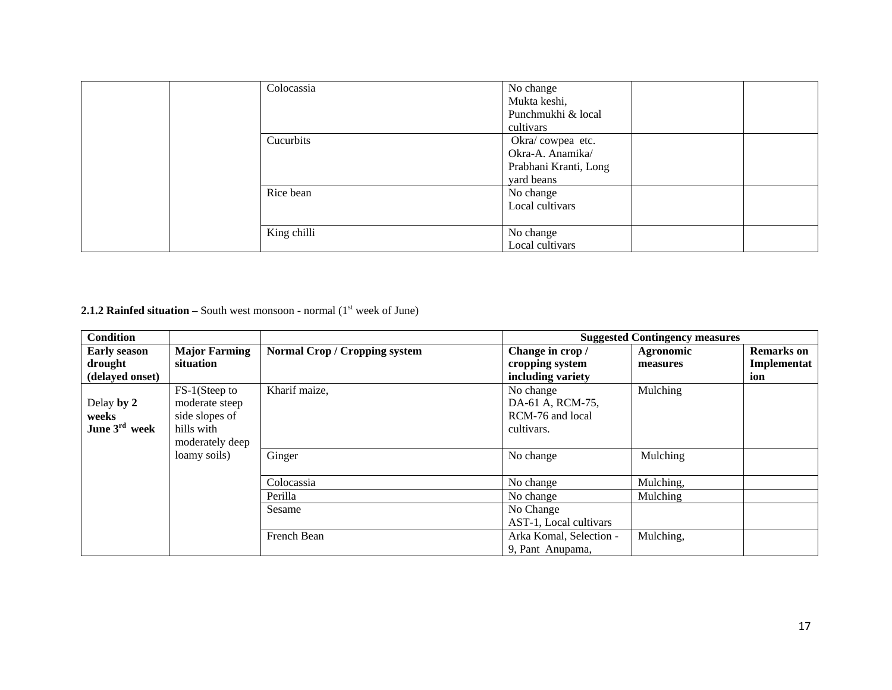| | | | | | |
|---|---|---|---|---|---|
| | | Colocassia | No change<br>Mukta keshi, Punchmukhi & local cultivars | | |
| | | Cucurbits | Okra/ cowpea etc.<br>Okra-A. Anamika/ Prabhani Kranti, Long yard beans | | |
| | | Rice bean | No change<br>Local cultivars | | |
| | | King chilli | No change<br>Local cultivars | | |

**2.1.2 Rainfed situation –** South west monsoon - normal (1st week of June)

| Condition | | | Suggested Contingency measures | | |
|---|---|---|---|---|---|
| **Early season drought (delayed onset)** | **Major Farming situation** | **Normal Crop / Cropping system** | **Change in crop / cropping system including variety** | **Agronomic measures** | **Remarks on Implementation** |
| Delay **by 2 weeks June 3rd week** | FS-1(Steep to moderate steep side slopes of hills with moderately deep loamy soils) | Kharif maize, | No change<br>DA-61 A, RCM-75, RCM-76 and local cultivars. | Mulching | |
| | | Ginger | No change | Mulching | |
| | | Colocassia | No change | Mulching, | |
| | | Perilla | No change | Mulching | |
| | | Sesame | No Change<br>AST-1, Local cultivars | | |
| | | French Bean | Arka Komal, Selection - 9, Pant Anupama, | Mulching, | |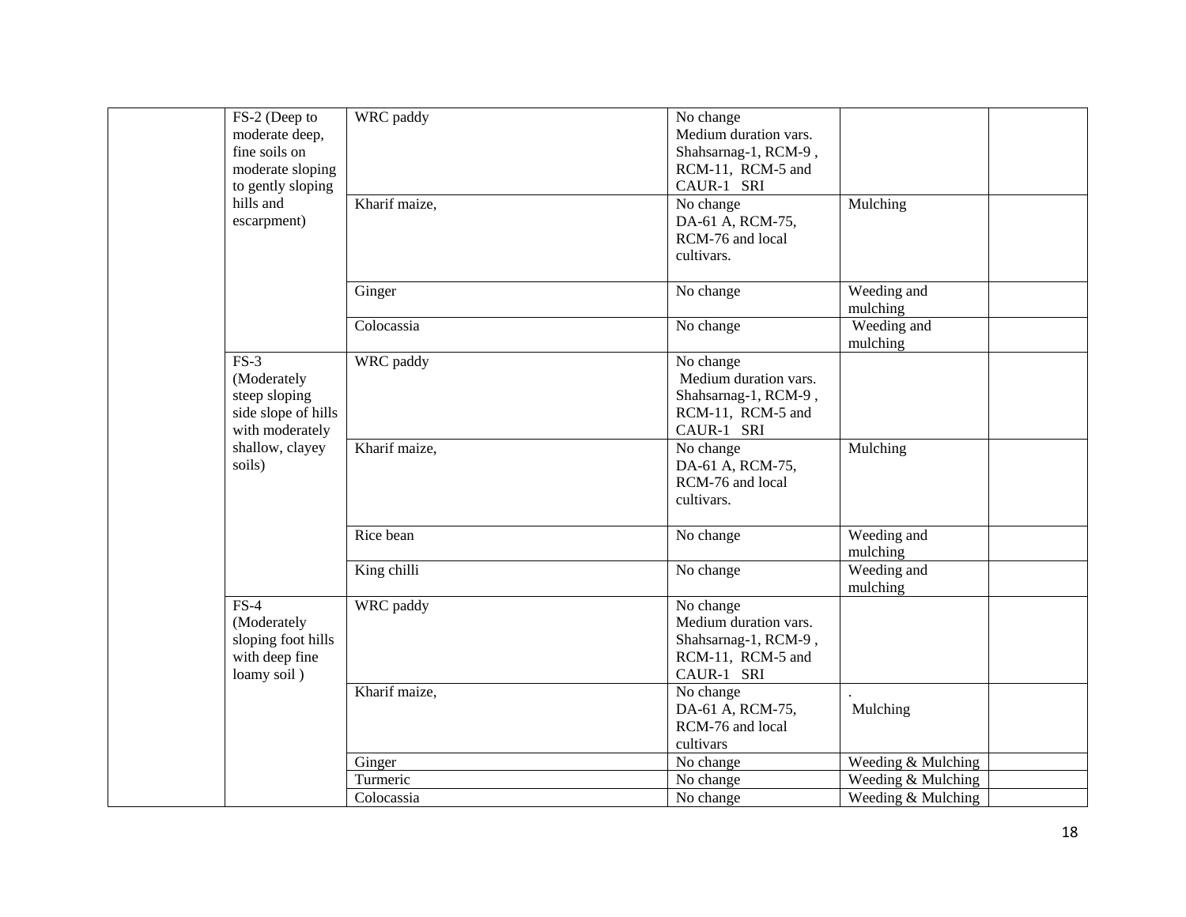| | | | | | |
|---|---|---|---|---|---|
| | FS-2 (Deep to moderate deep, fine soils on moderate sloping to gently sloping hills and escarpment) | WRC paddy | No change Medium duration vars. Shahsarnag-1, RCM-9 , RCM-11, RCM-5 and CAUR-1 SRI | | |
| | | Kharif maize, | No change DA-61 A, RCM-75, RCM-76 and local cultivars. | Mulching | |
| | | Ginger | No change | Weeding and mulching | |
| | | Colocassia | No change | Weeding and mulching | |
| | FS-3 (Moderately steep sloping side slope of hills with moderately shallow, clayey soils) | WRC paddy | No change Medium duration vars. Shahsarnag-1, RCM-9 , RCM-11, RCM-5 and CAUR-1 SRI | | |
| | | Kharif maize, | No change DA-61 A, RCM-75, RCM-76 and local cultivars. | Mulching | |
| | | Rice bean | No change | Weeding and mulching | |
| | | King chilli | No change | Weeding and mulching | |
| | FS-4 (Moderately sloping foot hills with deep fine loamy soil ) | WRC paddy | No change Medium duration vars. Shahsarnag-1, RCM-9 , RCM-11, RCM-5 and CAUR-1 SRI | | |
| | | Kharif maize, | No change DA-61 A, RCM-75, RCM-76 and local cultivars | . Mulching | |
| | | Ginger | No change | Weeding & Mulching | |
| | | Turmeric | No change | Weeding & Mulching | |
| | | Colocassia | No change | Weeding & Mulching | |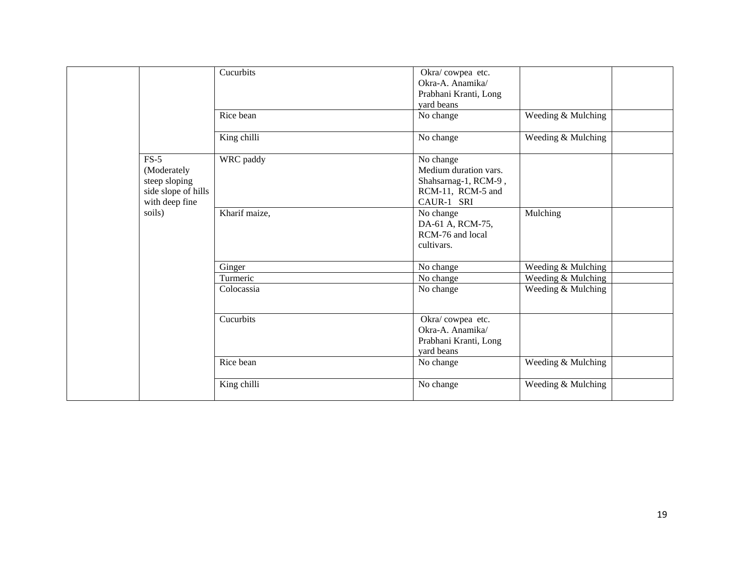| | | | | | |
|---|---|---|---|---|---|
| | | Cucurbits | Okra/ cowpea etc. Okra-A. Anamika/ Prabhani Kranti, Long yard beans | | |
| | | Rice bean | No change | Weeding & Mulching | |
| | | King chilli | No change | Weeding & Mulching | |
| | FS-5 (Moderately steep sloping side slope of hills with deep fine soils) | WRC paddy | No change Medium duration vars. Shahsarnag-1, RCM-9 , RCM-11, RCM-5 and CAUR-1 SRI | | |
| | | Kharif maize, | No change DA-61 A, RCM-75, RCM-76 and local cultivars. | Mulching | |
| | | Ginger | No change | Weeding & Mulching | |
| | | Turmeric | No change | Weeding & Mulching | |
| | | Colocassia | No change | Weeding & Mulching | |
| | | Cucurbits | Okra/ cowpea etc. Okra-A. Anamika/ Prabhani Kranti, Long yard beans | | |
| | | Rice bean | No change | Weeding & Mulching | |
| | | King chilli | No change | Weeding & Mulching | |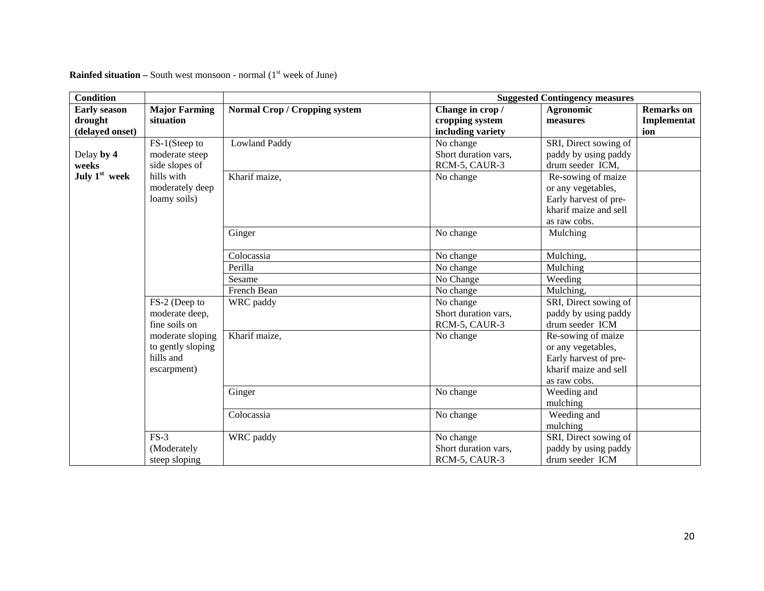**Rainfed situation –** South west monsoon - normal (1st week of June)

| Condition | | | Suggested Contingency measures | | |
|---|---|---|---|---|---|
| **Early season drought (delayed onset)** | **Major Farming situation** | **Normal Crop / Cropping system** | **Change in crop / cropping system including variety** | **Agronomic measures** | **Remarks on Implementation** |
| Delay **by 4 weeks** **July 1st week** | FS-1(Steep to moderate steep side slopes of hills with moderately deep loamy soils) | Lowland Paddy | No change Short duration vars, RCM-5, CAUR-3 | SRI, Direct sowing of paddy by using paddy drum seeder ICM, | |
| | | Kharif maize, | No change | Re-sowing of maize or any vegetables, Early harvest of pre-kharif maize and sell as raw cobs. | |
| | | Ginger | No change | Mulching | |
| | | Colocassia | No change | Mulching, | |
| | | Perilla | No change | Mulching | |
| | | Sesame | No Change | Weeding | |
| | | French Bean | No change | Mulching, | |
| | FS-2 (Deep to moderate deep, fine soils on moderate sloping to gently sloping hills and escarpment) | WRC paddy | No change Short duration vars, RCM-5, CAUR-3 | SRI, Direct sowing of paddy by using paddy drum seeder ICM | |
| | | Kharif maize, | No change | Re-sowing of maize or any vegetables, Early harvest of pre-kharif maize and sell as raw cobs. | |
| | | Ginger | No change | Weeding and mulching | |
| | | Colocassia | No change | Weeding and mulching | |
| | FS-3 (Moderately steep sloping | WRC paddy | No change Short duration vars, RCM-5, CAUR-3 | SRI, Direct sowing of paddy by using paddy drum seeder ICM | |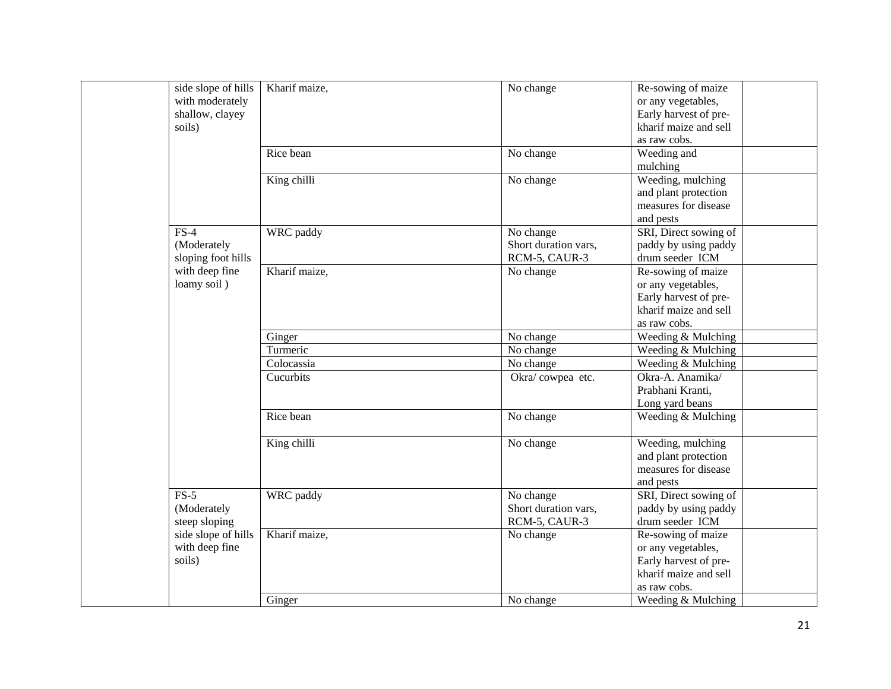| | | | | | |
|---|---|---|---|---|---|
| | side slope of hills with moderately shallow, clayey soils) | Kharif maize, | No change | Re-sowing of maize or any vegetables, Early harvest of pre-kharif maize and sell as raw cobs. | |
| | | Rice bean | No change | Weeding and mulching | |
| | | King chilli | No change | Weeding, mulching and plant protection measures for disease and pests | |
| | FS-4 (Moderately sloping foot hills with deep fine loamy soil ) | WRC paddy | No change Short duration vars, RCM-5, CAUR-3 | SRI, Direct sowing of paddy by using paddy drum seeder ICM | |
| | | Kharif maize, | No change | Re-sowing of maize or any vegetables, Early harvest of pre-kharif maize and sell as raw cobs. | |
| | | Ginger | No change | Weeding & Mulching | |
| | | Turmeric | No change | Weeding & Mulching | |
| | | Colocassia | No change | Weeding & Mulching | |
| | | Cucurbits | Okra/ cowpea etc. | Okra-A. Anamika/ Prabhani Kranti, Long yard beans | |
| | | Rice bean | No change | Weeding & Mulching | |
| | | King chilli | No change | Weeding, mulching and plant protection measures for disease and pests | |
| | FS-5 (Moderately steep sloping side slope of hills with deep fine soils) | WRC paddy | No change Short duration vars, RCM-5, CAUR-3 | SRI, Direct sowing of paddy by using paddy drum seeder ICM | |
| | | Kharif maize, | No change | Re-sowing of maize or any vegetables, Early harvest of pre-kharif maize and sell as raw cobs. | |
| | | Ginger | No change | Weeding & Mulching | |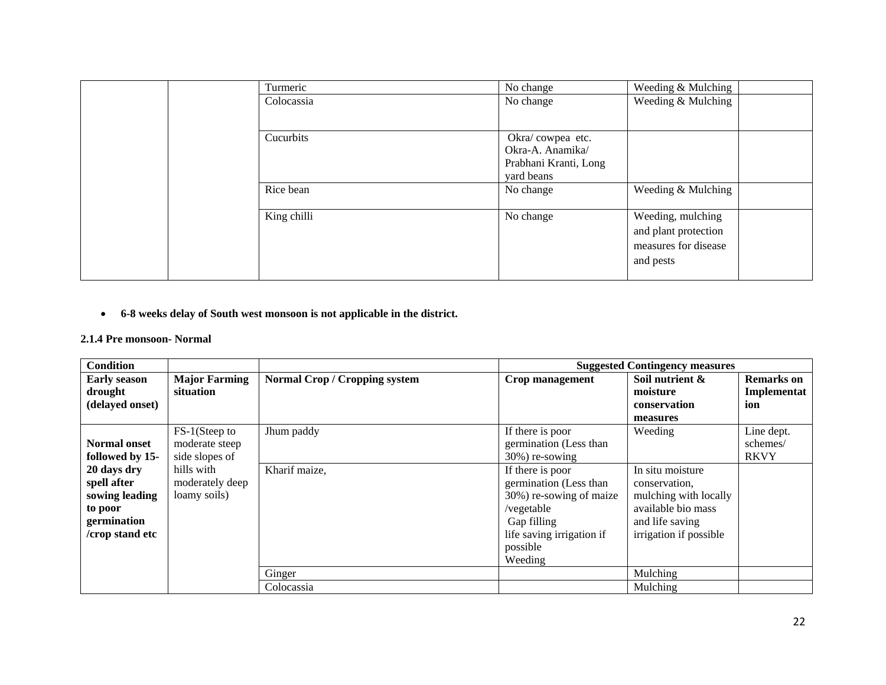|  |  | Turmeric | No change | Weeding & Mulching |  |
|---|---|---|---|---|---|
|  |  | Colocassia | No change | Weeding & Mulching |  |
|  |  | Cucurbits | Okra/ cowpea etc. Okra-A. Anamika/ Prabhani Kranti, Long yard beans |  |  |
|  |  | Rice bean | No change | Weeding & Mulching |  |
|  |  | King chilli | No change | Weeding, mulching and plant protection measures for disease and pests |  |

- **6-8 weeks delay of South west monsoon is not applicable in the district.**

**2.1.4 Pre monsoon- Normal**

| **Condition** |  |  | **Suggested Contingency measures** |  |  |
|---|---|---|---|---|---|
| **Early season drought (delayed onset)** | **Major Farming situation** | **Normal Crop / Cropping system** | **Crop management** | **Soil nutrient & moisture conservation measures** | **Remarks on Implementation** |
| **Normal onset followed by 15-20 days dry spell after sowing leading to poor germination /crop stand etc** | FS-1(Steep to moderate steep side slopes of hills with moderately deep loamy soils) | Jhum paddy | If there is poor germination (Less than 30%) re-sowing | Weeding | Line dept. schemes/ RKVY |
|  |  | Kharif maize, | If there is poor germination (Less than 30%) re-sowing of maize /vegetable Gap filling life saving irrigation if possible Weeding | In situ moisture conservation, mulching with locally available bio mass and life saving irrigation if possible |  |
|  |  | Ginger |  | Mulching |  |
|  |  | Colocassia |  | Mulching |  |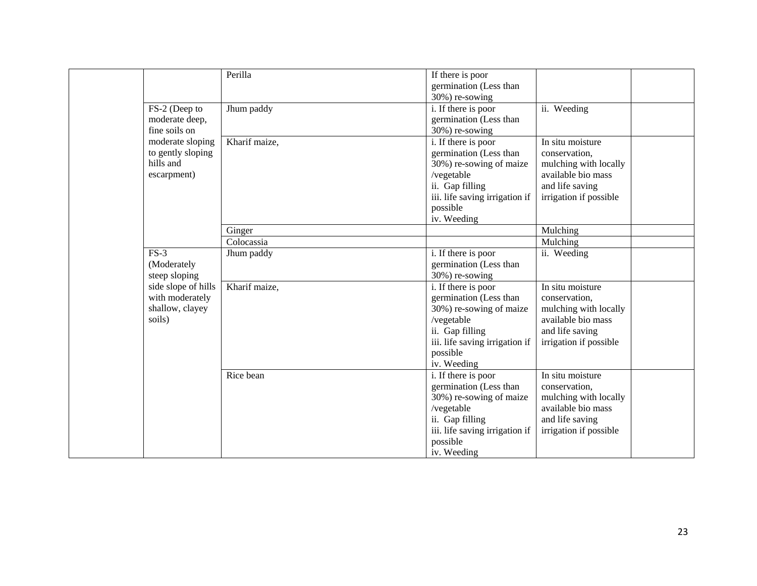| | | | | | |
|---|---|---|---|---|---|
| | | Perilla | If there is poor germination (Less than 30%) re-sowing | | |
| | FS-2 (Deep to moderate deep, fine soils on moderate sloping to gently sloping hills and escarpment) | Jhum paddy | i. If there is poor germination (Less than 30%) re-sowing | ii. Weeding | |
| | | Kharif maize, | i. If there is poor germination (Less than 30%) re-sowing of maize /vegetable<br>ii. Gap filling<br>iii. life saving irrigation if possible<br>iv. Weeding | In situ moisture conservation, mulching with locally available bio mass and life saving irrigation if possible | |
| | | Ginger | | Mulching | |
| | | Colocassia | | Mulching | |
| | FS-3 (Moderately steep sloping side slope of hills with moderately shallow, clayey soils) | Jhum paddy | i. If there is poor germination (Less than 30%) re-sowing | ii. Weeding | |
| | | Kharif maize, | i. If there is poor germination (Less than 30%) re-sowing of maize /vegetable<br>ii. Gap filling<br>iii. life saving irrigation if possible<br>iv. Weeding | In situ moisture conservation, mulching with locally available bio mass and life saving irrigation if possible | |
| | | Rice bean | i. If there is poor germination (Less than 30%) re-sowing of maize /vegetable<br>ii. Gap filling<br>iii. life saving irrigation if possible<br>iv. Weeding | In situ moisture conservation, mulching with locally available bio mass and life saving irrigation if possible | |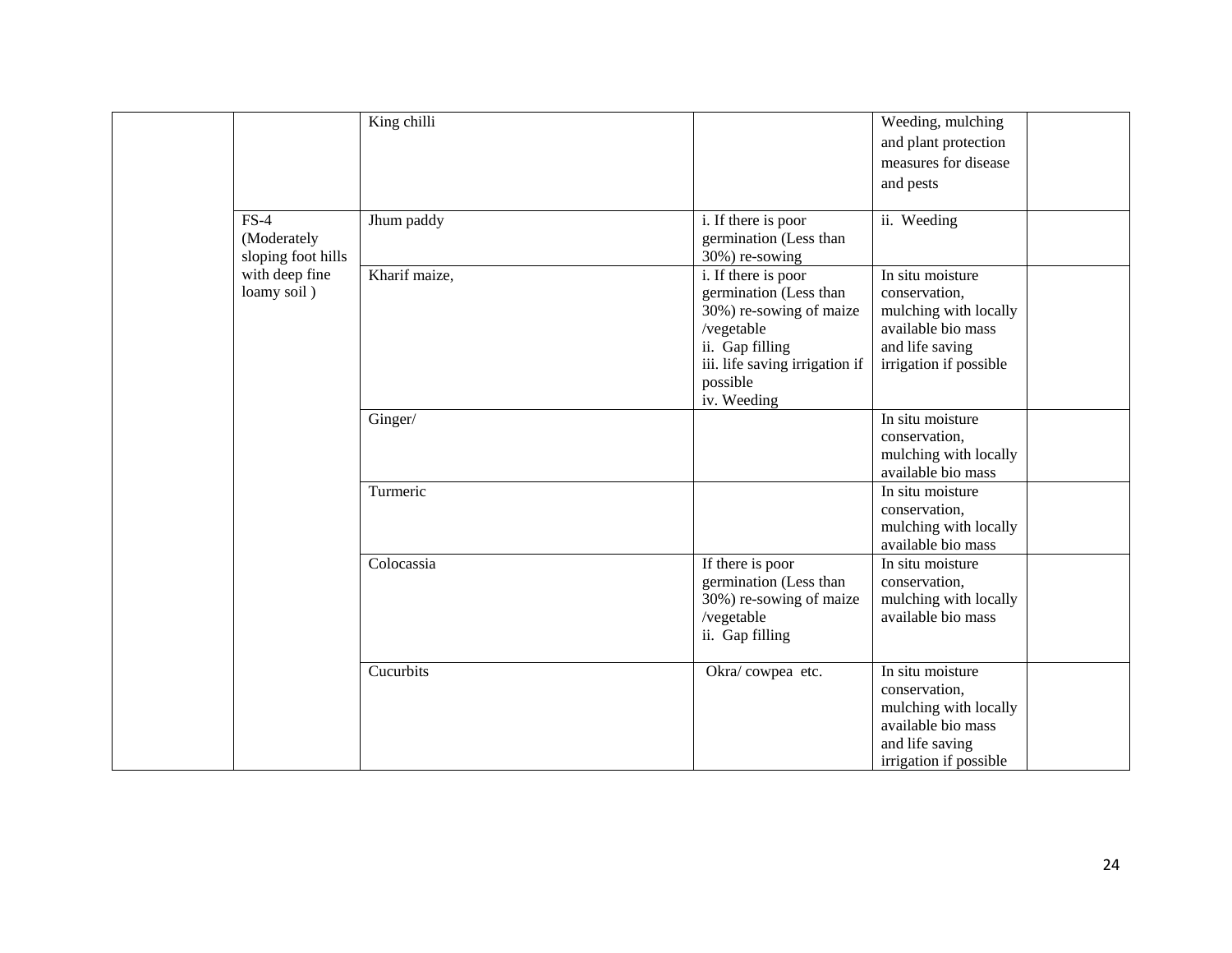|  |  |  |  |  |  |
|---|---|---|---|---|---|
|  |  | King chilli |  | Weeding, mulching and plant protection measures for disease and pests |  |
|  | FS-4 (Moderately sloping foot hills with deep fine loamy soil ) | Jhum paddy | i. If there is poor germination (Less than 30%) re-sowing | ii. Weeding |  |
|  |  | Kharif maize, | i. If there is poor germination (Less than 30%) re-sowing of maize /vegetable<br>ii. Gap filling<br>iii. life saving irrigation if possible<br>iv. Weeding | In situ moisture conservation, mulching with locally available bio mass and life saving irrigation if possible |  |
|  |  | Ginger/ |  | In situ moisture conservation, mulching with locally available bio mass |  |
|  |  | Turmeric |  | In situ moisture conservation, mulching with locally available bio mass |  |
|  |  | Colocassia | If there is poor germination (Less than 30%) re-sowing of maize /vegetable<br>ii. Gap filling | In situ moisture conservation, mulching with locally available bio mass |  |
|  |  | Cucurbits | Okra/ cowpea etc. | In situ moisture conservation, mulching with locally available bio mass and life saving irrigation if possible |  |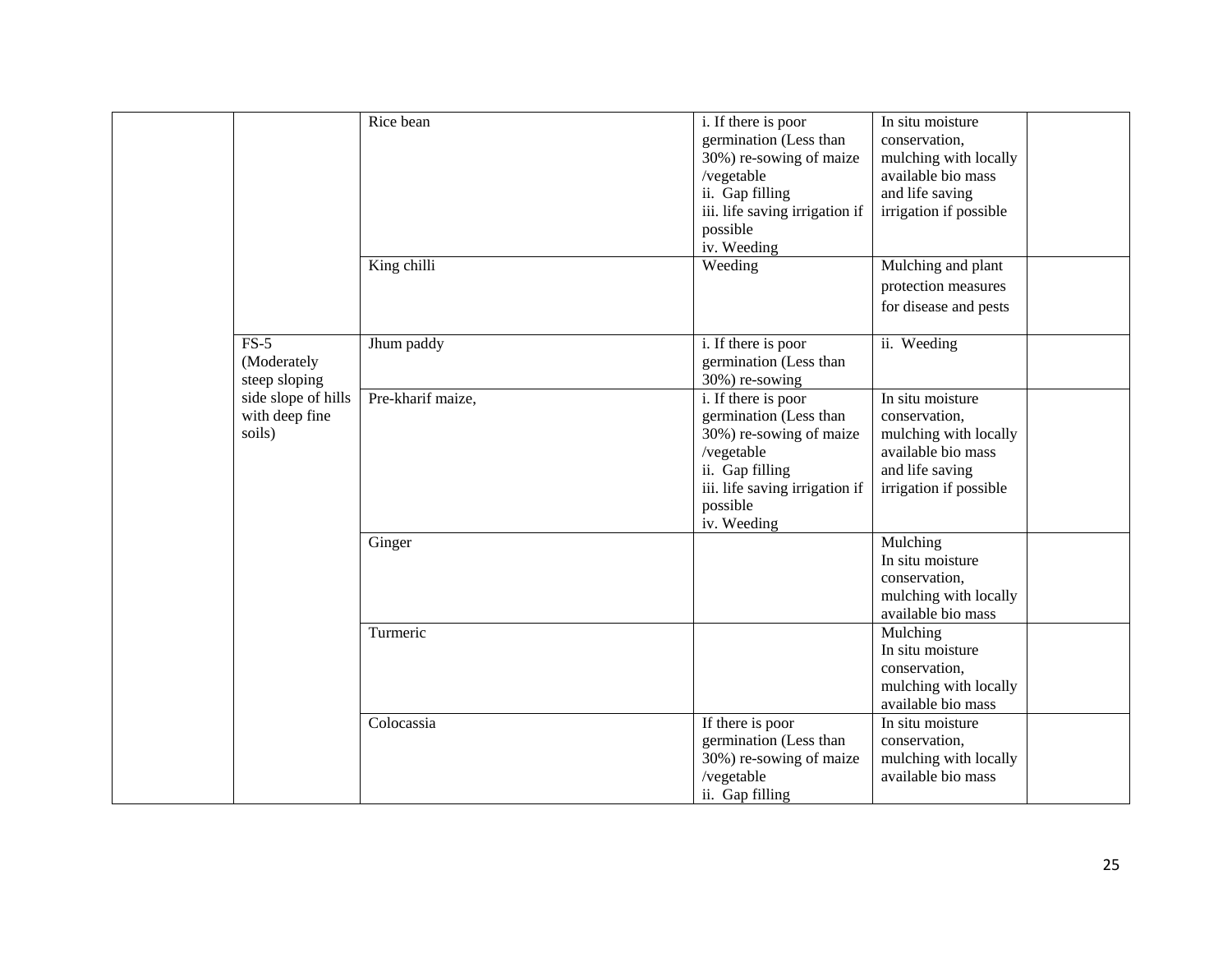| | | | | | |
|---|---|---|---|---|---|
| | | Rice bean | i. If there is poor germination (Less than 30%) re-sowing of maize /vegetable<br>ii. Gap filling<br>iii. life saving irrigation if possible<br>iv. Weeding | In situ moisture conservation, mulching with locally available bio mass and life saving irrigation if possible | |
| | | King chilli | Weeding | Mulching and plant protection measures for disease and pests | |
| | FS-5 (Moderately steep sloping side slope of hills with deep fine soils) | Jhum paddy | i. If there is poor germination (Less than 30%) re-sowing | ii. Weeding | |
| | | Pre-kharif maize, | i. If there is poor germination (Less than 30%) re-sowing of maize /vegetable<br>ii. Gap filling<br>iii. life saving irrigation if possible<br>iv. Weeding | In situ moisture conservation, mulching with locally available bio mass and life saving irrigation if possible | |
| | | Ginger | | Mulching<br>In situ moisture conservation, mulching with locally available bio mass | |
| | | Turmeric | | Mulching<br>In situ moisture conservation, mulching with locally available bio mass | |
| | | Colocassia | If there is poor germination (Less than 30%) re-sowing of maize /vegetable<br>ii. Gap filling | In situ moisture conservation, mulching with locally available bio mass | |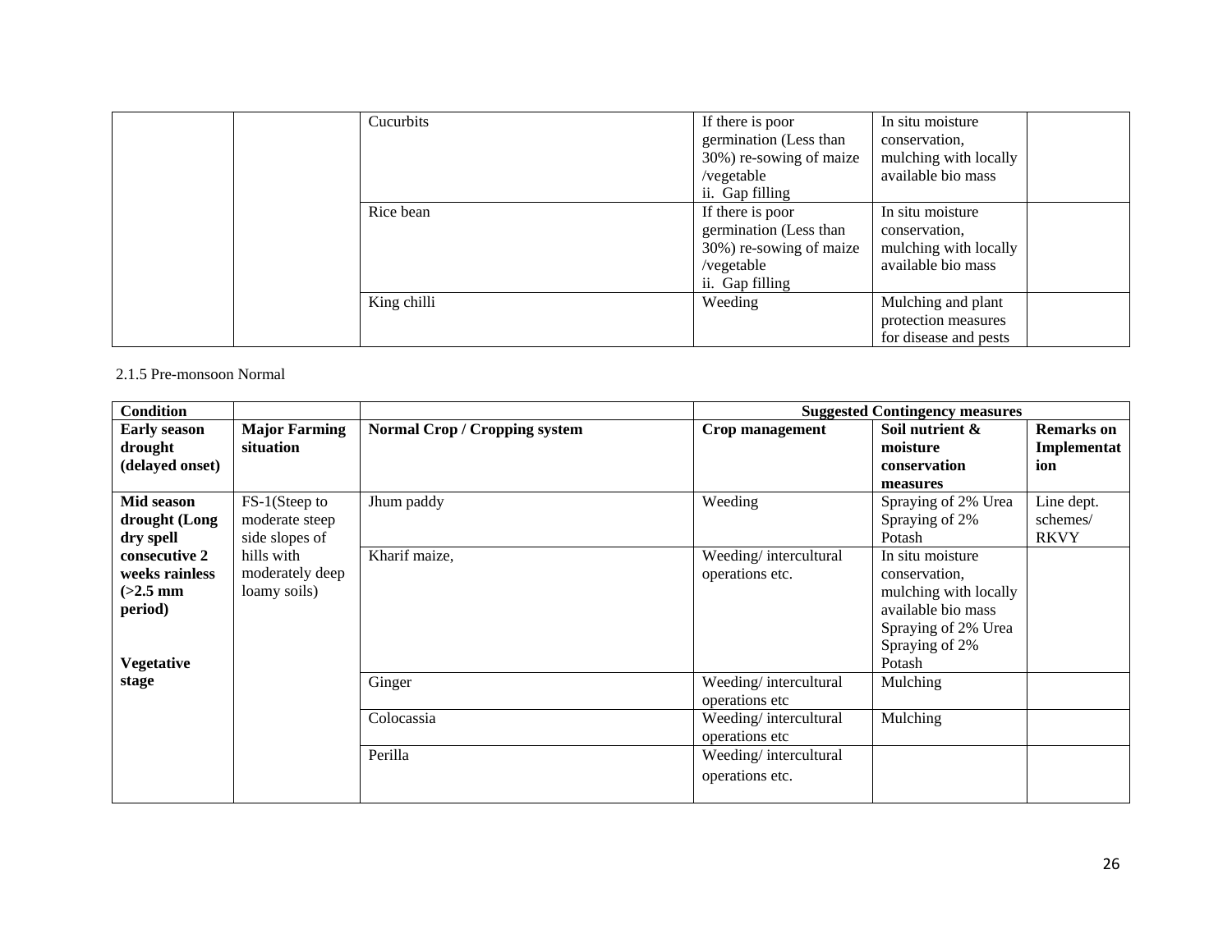| | | Cucurbits | If there is poor germination (Less than 30%) re-sowing of maize /vegetable<br>ii. Gap filling | In situ moisture conservation, mulching with locally available bio mass | |
|---|---|---|---|---|---|
| | | Rice bean | If there is poor germination (Less than 30%) re-sowing of maize /vegetable<br>ii. Gap filling | In situ moisture conservation, mulching with locally available bio mass | |
| | | King chilli | Weeding | Mulching and plant protection measures for disease and pests | |

2.1.5 Pre-monsoon Normal

| Condition | | | Suggested Contingency measures | | |
|---|---|---|---|---|---|
| **Early season drought (delayed onset)** | **Major Farming situation** | **Normal Crop / Cropping system** | **Crop management** | **Soil nutrient & moisture conservation measures** | **Remarks on Implementation** |
| **Mid season drought (Long dry spell consecutive 2 weeks rainless (>2.5 mm period)**<br><br>**Vegetative stage** | FS-1(Steep to moderate steep side slopes of hills with moderately deep loamy soils) | Jhum paddy | Weeding | Spraying of 2% Urea<br>Spraying of 2% Potash | Line dept. schemes/ RKVY |
| | | Kharif maize, | Weeding/ intercultural operations etc. | In situ moisture conservation, mulching with locally available bio mass<br>Spraying of 2% Urea<br>Spraying of 2% Potash | |
| | | Ginger | Weeding/ intercultural operations etc | Mulching | |
| | | Colocassia | Weeding/ intercultural operations etc | Mulching | |
| | | Perilla | Weeding/ intercultural operations etc. | | |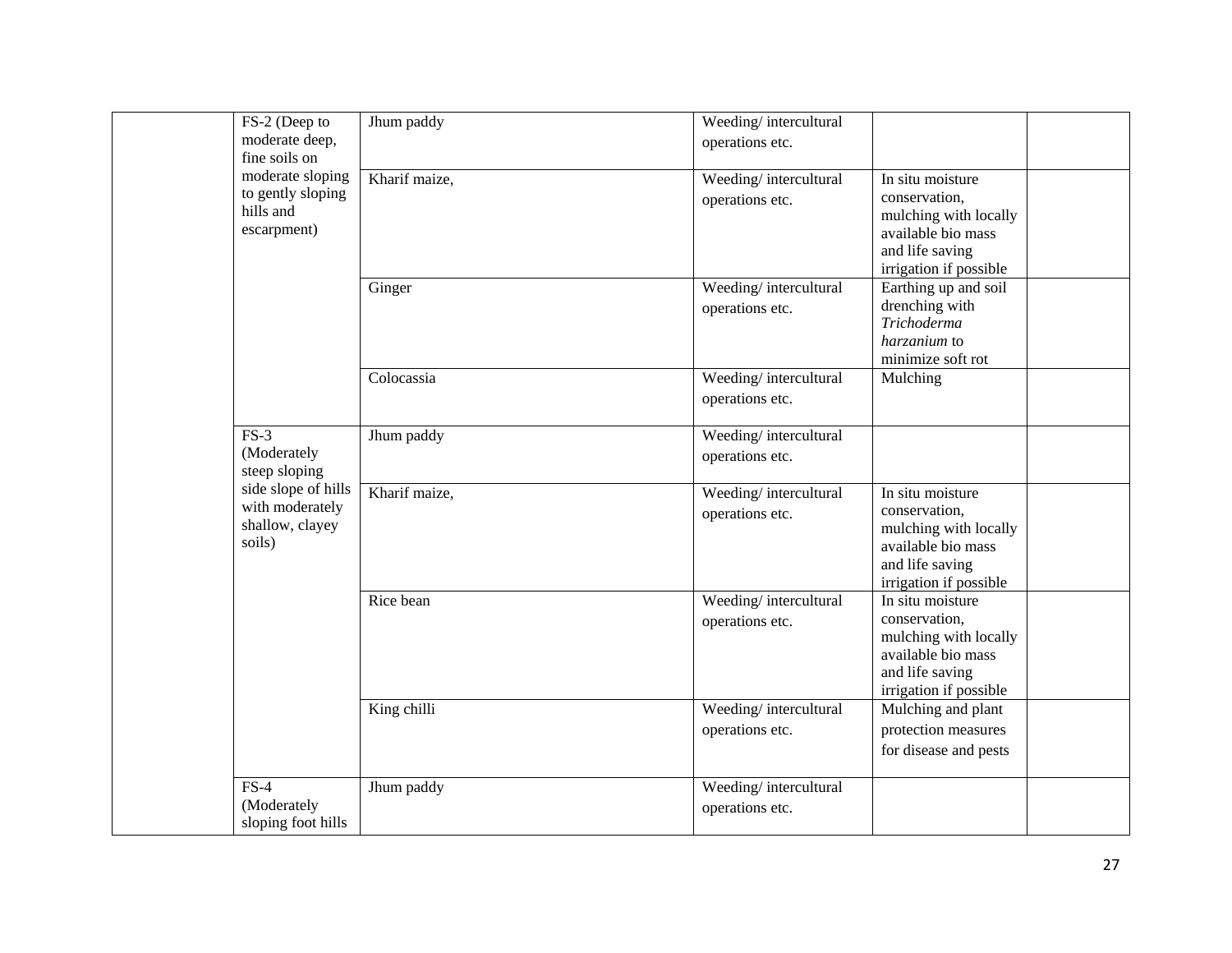| | | | | | |
|---|---|---|---|---|---|
| | FS-2 (Deep to moderate deep, fine soils on moderate sloping to gently sloping hills and escarpment) | Jhum paddy | Weeding/ intercultural operations etc. | | |
| | | Kharif maize, | Weeding/ intercultural operations etc. | In situ moisture conservation, mulching with locally available bio mass and life saving irrigation if possible | |
| | | Ginger | Weeding/ intercultural operations etc. | Earthing up and soil drenching with *Trichoderma harzanium* to minimize soft rot | |
| | | Colocassia | Weeding/ intercultural operations etc. | Mulching | |
| | FS-3 (Moderately steep sloping side slope of hills with moderately shallow, clayey soils) | Jhum paddy | Weeding/ intercultural operations etc. | | |
| | | Kharif maize, | Weeding/ intercultural operations etc. | In situ moisture conservation, mulching with locally available bio mass and life saving irrigation if possible | |
| | | Rice bean | Weeding/ intercultural operations etc. | In situ moisture conservation, mulching with locally available bio mass and life saving irrigation if possible | |
| | | King chilli | Weeding/ intercultural operations etc. | Mulching and plant protection measures for disease and pests | |
| | FS-4 (Moderately sloping foot hills | Jhum paddy | Weeding/ intercultural operations etc. | | |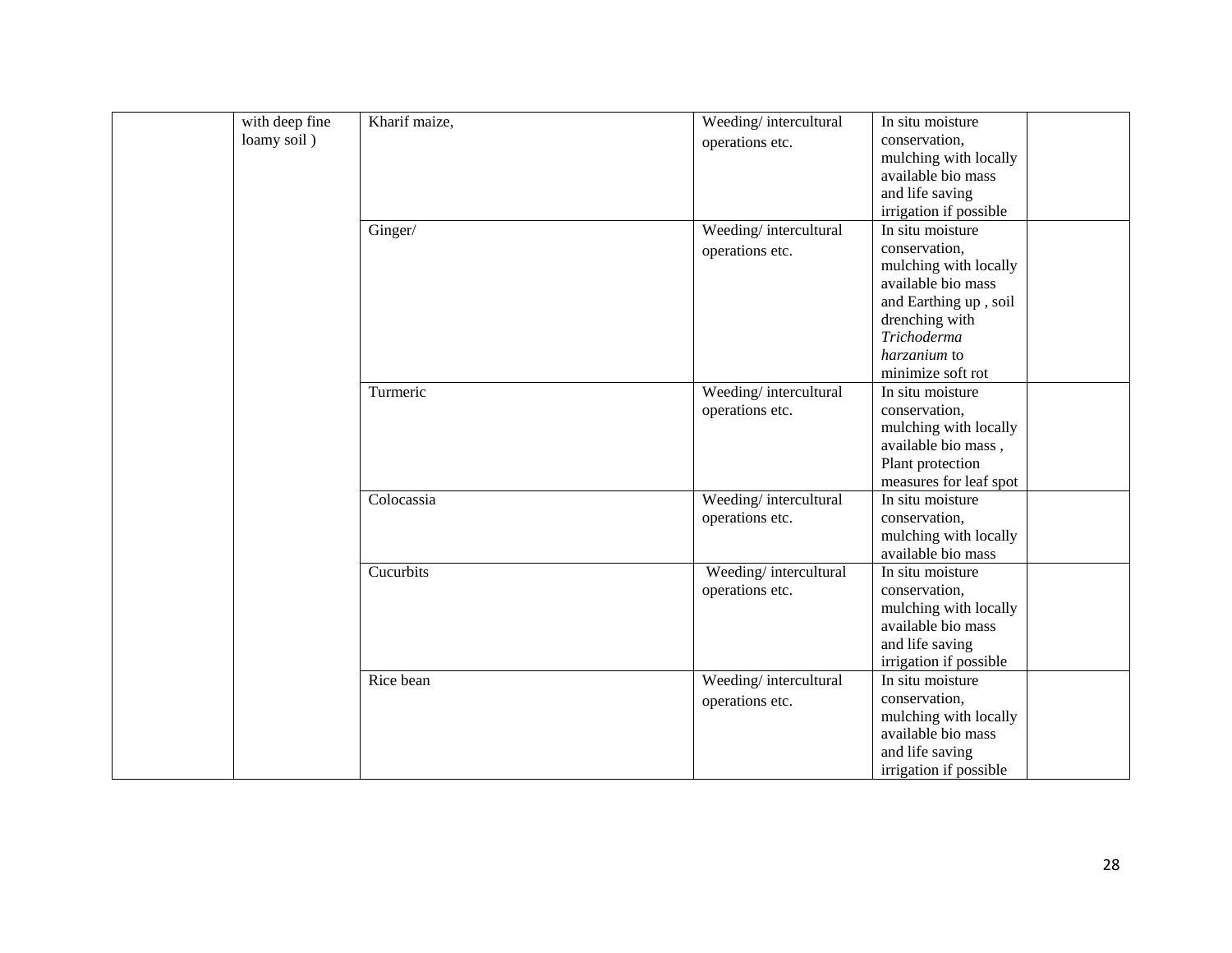| | | | | | |
|---|---|---|---|---|---|
| | with deep fine loamy soil ) | Kharif maize, | Weeding/ intercultural operations etc. | In situ moisture conservation, mulching with locally available bio mass and life saving irrigation if possible | |
| | | Ginger/ | Weeding/ intercultural operations etc. | In situ moisture conservation, mulching with locally available bio mass and Earthing up , soil drenching with *Trichoderma harzanium* to minimize soft rot | |
| | | Turmeric | Weeding/ intercultural operations etc. | In situ moisture conservation, mulching with locally available bio mass , Plant protection measures for leaf spot | |
| | | Colocassia | Weeding/ intercultural operations etc. | In situ moisture conservation, mulching with locally available bio mass | |
| | | Cucurbits | Weeding/ intercultural operations etc. | In situ moisture conservation, mulching with locally available bio mass and life saving irrigation if possible | |
| | | Rice bean | Weeding/ intercultural operations etc. | In situ moisture conservation, mulching with locally available bio mass and life saving irrigation if possible | |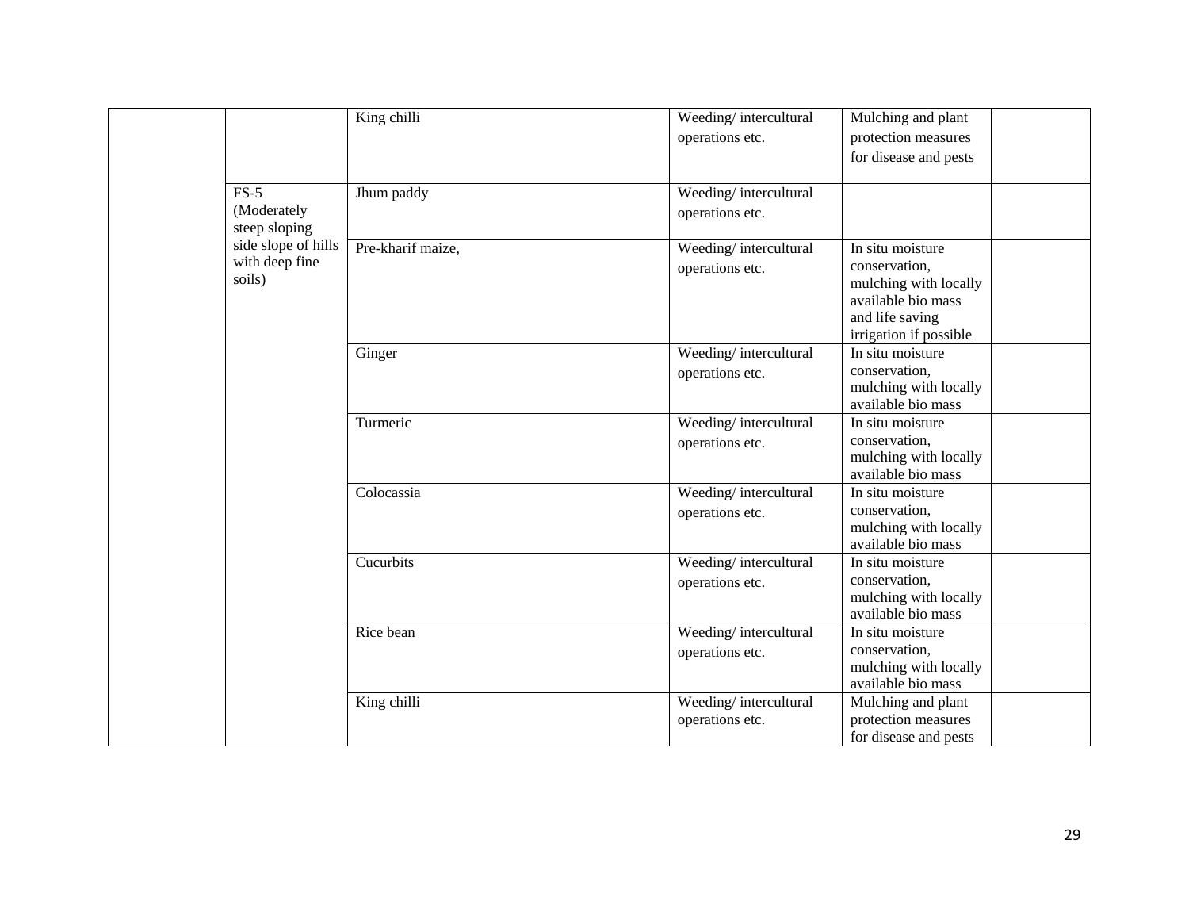| | | | | | |
|---|---|---|---|---|---|
| | | King chilli | Weeding/ intercultural operations etc. | Mulching and plant protection measures for disease and pests | |
| | FS-5 (Moderately steep sloping side slope of hills with deep fine soils) | Jhum paddy | Weeding/ intercultural operations etc. | | |
| | | Pre-kharif maize, | Weeding/ intercultural operations etc. | In situ moisture conservation, mulching with locally available bio mass and life saving irrigation if possible | |
| | | Ginger | Weeding/ intercultural operations etc. | In situ moisture conservation, mulching with locally available bio mass | |
| | | Turmeric | Weeding/ intercultural operations etc. | In situ moisture conservation, mulching with locally available bio mass | |
| | | Colocassia | Weeding/ intercultural operations etc. | In situ moisture conservation, mulching with locally available bio mass | |
| | | Cucurbits | Weeding/ intercultural operations etc. | In situ moisture conservation, mulching with locally available bio mass | |
| | | Rice bean | Weeding/ intercultural operations etc. | In situ moisture conservation, mulching with locally available bio mass | |
| | | King chilli | Weeding/ intercultural operations etc. | Mulching and plant protection measures for disease and pests | |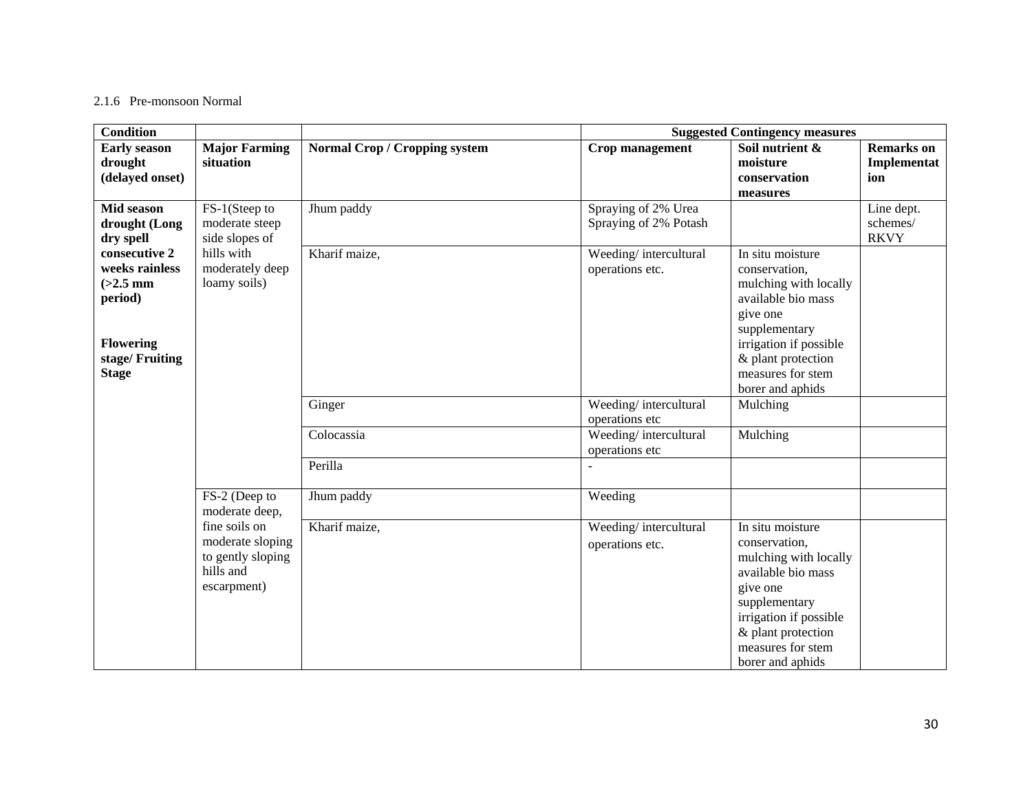2.1.6 Pre-monsoon Normal

| Condition | | | Suggested Contingency measures | | |
|---|---|---|---|---|---|
| **Early season drought (delayed onset)** | **Major Farming situation** | **Normal Crop / Cropping system** | **Crop management** | **Soil nutrient & moisture conservation measures** | **Remarks on Implementation** |
| **Mid season drought (Long dry spell consecutive 2 weeks rainless (>2.5 mm period)** **Flowering stage/ Fruiting Stage** | FS-1(Steep to moderate steep side slopes of hills with moderately deep loamy soils) | Jhum paddy | Spraying of 2% Urea Spraying of 2% Potash | | Line dept. schemes/ RKVY |
| | | Kharif maize, | Weeding/ intercultural operations etc. | In situ moisture conservation, mulching with locally available bio mass give one supplementary irrigation if possible & plant protection measures for stem borer and aphids | |
| | | Ginger | Weeding/ intercultural operations etc | Mulching | |
| | | Colocassia | Weeding/ intercultural operations etc | Mulching | |
| | | Perilla | - | | |
| | FS-2 (Deep to moderate deep, fine soils on moderate sloping to gently sloping hills and escarpment) | Jhum paddy | Weeding | | |
| | | Kharif maize, | Weeding/ intercultural operations etc. | In situ moisture conservation, mulching with locally available bio mass give one supplementary irrigation if possible & plant protection measures for stem borer and aphids | |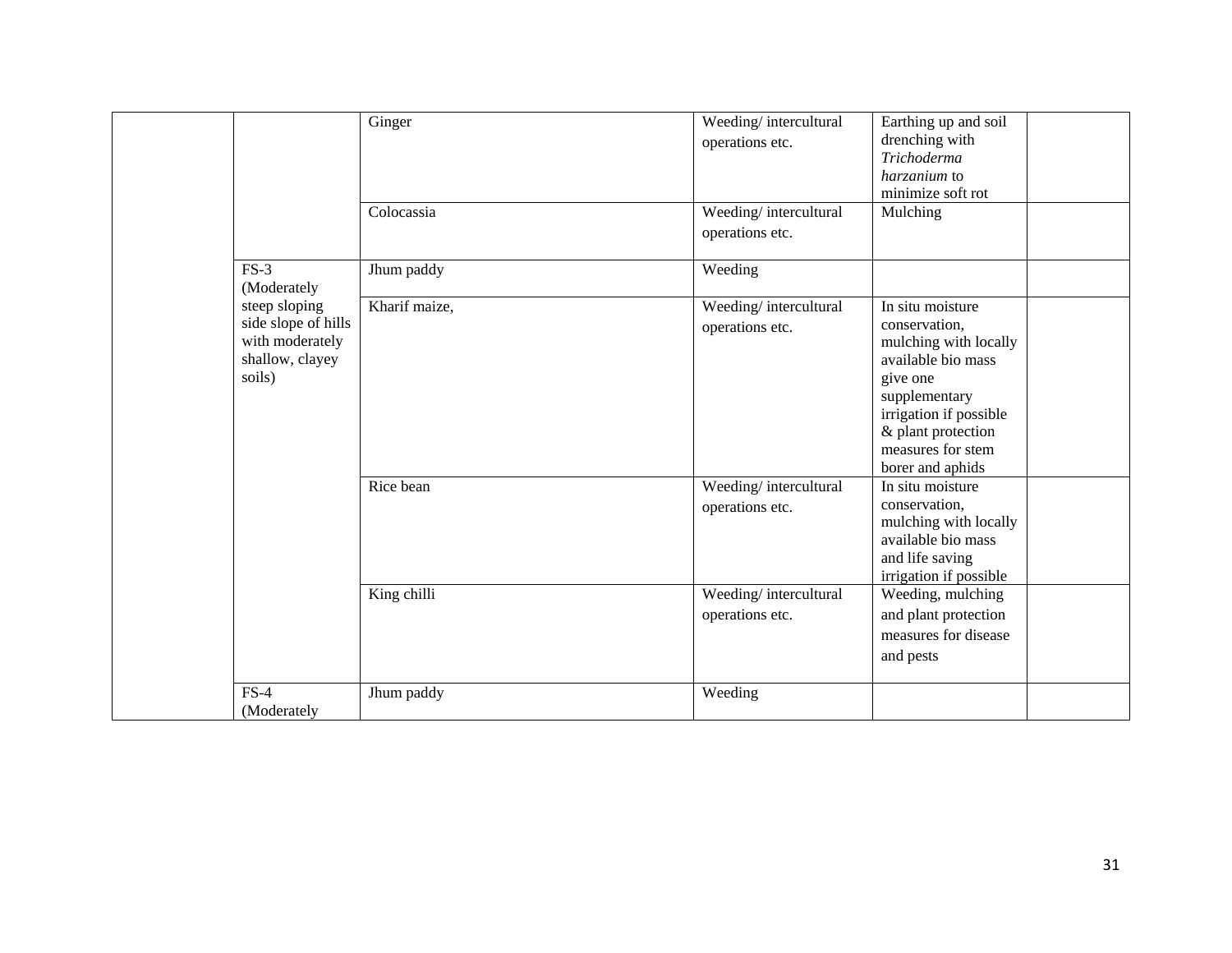| | | | | | |
|---|---|---|---|---|---|
| | | Ginger | Weeding/ intercultural operations etc. | Earthing up and soil drenching with *Trichoderma harzanium* to minimize soft rot | |
| | | Colocassia | Weeding/ intercultural operations etc. | Mulching | |
| | FS-3 (Moderately steep sloping side slope of hills with moderately shallow, clayey soils) | Jhum paddy | Weeding | | |
| | | Kharif maize, | Weeding/ intercultural operations etc. | In situ moisture conservation, mulching with locally available bio mass give one supplementary irrigation if possible & plant protection measures for stem borer and aphids | |
| | | Rice bean | Weeding/ intercultural operations etc. | In situ moisture conservation, mulching with locally available bio mass and life saving irrigation if possible | |
| | | King chilli | Weeding/ intercultural operations etc. | Weeding, mulching and plant protection measures for disease and pests | |
| | FS-4 (Moderately | Jhum paddy | Weeding | | |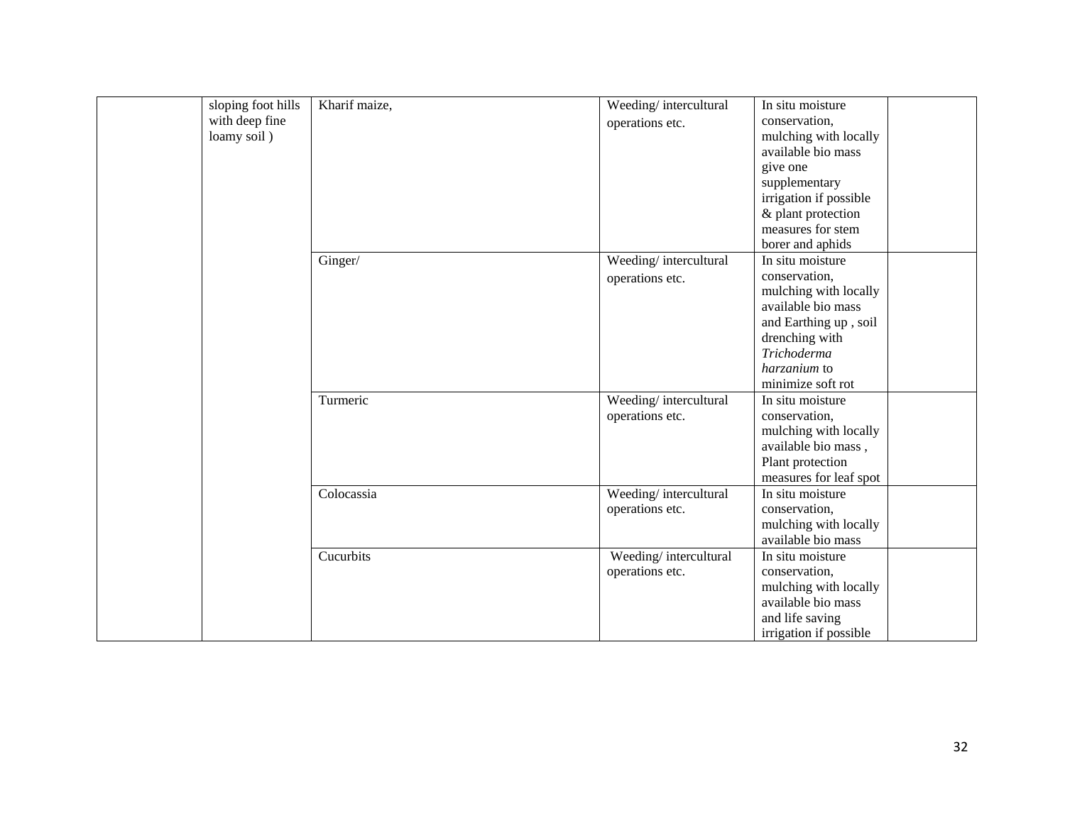| | | | | | |
|---|---|---|---|---|---|
| | sloping foot hills with deep fine loamy soil ) | Kharif maize, | Weeding/ intercultural operations etc. | In situ moisture conservation, mulching with locally available bio mass give one supplementary irrigation if possible & plant protection measures for stem borer and aphids | |
| | | Ginger/ | Weeding/ intercultural operations etc. | In situ moisture conservation, mulching with locally available bio mass and Earthing up , soil drenching with *Trichoderma harzanium* to minimize soft rot | |
| | | Turmeric | Weeding/ intercultural operations etc. | In situ moisture conservation, mulching with locally available bio mass , Plant protection measures for leaf spot | |
| | | Colocassia | Weeding/ intercultural operations etc. | In situ moisture conservation, mulching with locally available bio mass | |
| | | Cucurbits | Weeding/ intercultural operations etc. | In situ moisture conservation, mulching with locally available bio mass and life saving irrigation if possible | |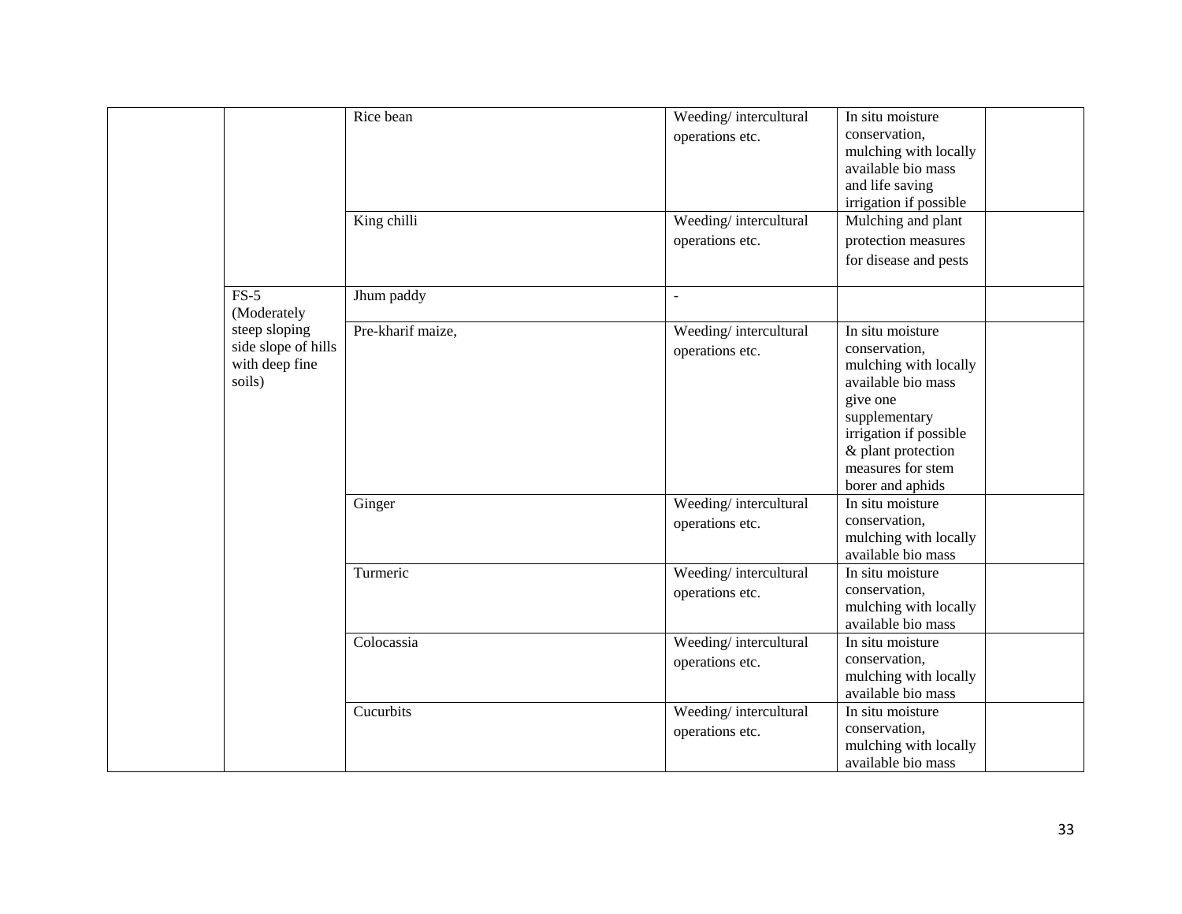| | | | | | |
|---|---|---|---|---|---|
| | | Rice bean | Weeding/ intercultural operations etc. | In situ moisture conservation, mulching with locally available bio mass and life saving irrigation if possible | |
| | | King chilli | Weeding/ intercultural operations etc. | Mulching and plant protection measures for disease and pests | |
| | FS-5 (Moderately steep sloping side slope of hills with deep fine soils) | Jhum paddy | - | | |
| | | Pre-kharif maize, | Weeding/ intercultural operations etc. | In situ moisture conservation, mulching with locally available bio mass give one supplementary irrigation if possible & plant protection measures for stem borer and aphids | |
| | | Ginger | Weeding/ intercultural operations etc. | In situ moisture conservation, mulching with locally available bio mass | |
| | | Turmeric | Weeding/ intercultural operations etc. | In situ moisture conservation, mulching with locally available bio mass | |
| | | Colocassia | Weeding/ intercultural operations etc. | In situ moisture conservation, mulching with locally available bio mass | |
| | | Cucurbits | Weeding/ intercultural operations etc. | In situ moisture conservation, mulching with locally available bio mass | |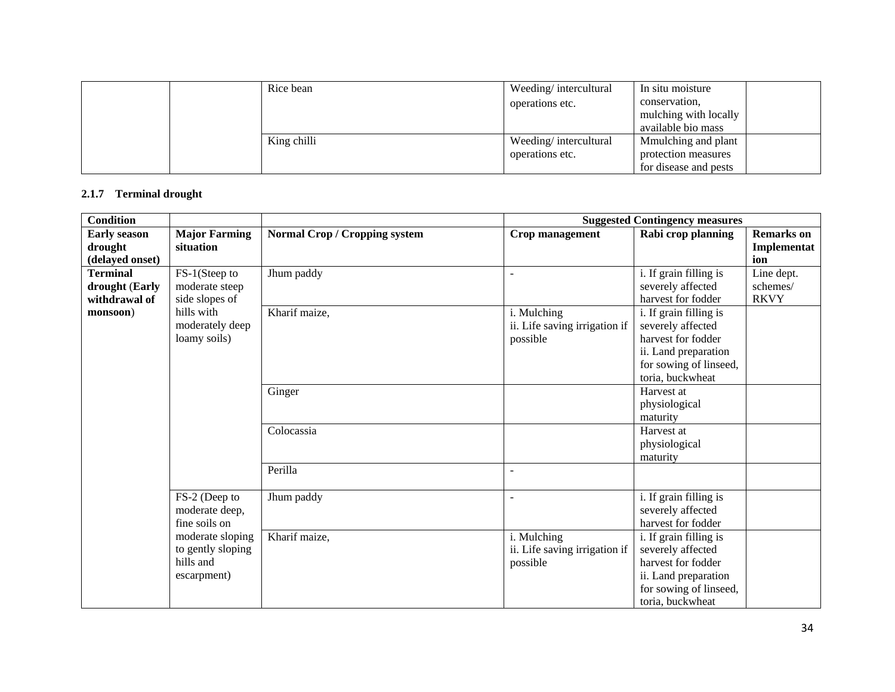| | | Rice bean | Weeding/ intercultural operations etc. | In situ moisture conservation, mulching with locally available bio mass | |
|---|---|---|---|---|---|
| | | King chilli | Weeding/ intercultural operations etc. | Mmulching and plant protection measures for disease and pests | |

### 2.1.7 Terminal drought

| **Condition** | | | **Suggested Contingency measures** | | |
|---|---|---|---|---|---|
| **Early season drought (delayed onset)** | **Major Farming situation** | **Normal Crop / Cropping system** | **Crop management** | **Rabi crop planning** | **Remarks on Implementation** |
| **Terminal drought (Early withdrawal of monsoon)** | FS-1(Steep to moderate steep side slopes of hills with moderately deep loamy soils) | Jhum paddy | - | i. If grain filling is severely affected harvest for fodder | Line dept. schemes/ RKVY |
| | | Kharif maize, | i. Mulching<br>ii. Life saving irrigation if possible | i. If grain filling is severely affected harvest for fodder<br>ii. Land preparation for sowing of linseed, toria, buckwheat | |
| | | Ginger | | Harvest at physiological maturity | |
| | | Colocassia | | Harvest at physiological maturity | |
| | | Perilla | - | | |
| | FS-2 (Deep to moderate deep, fine soils on moderate sloping to gently sloping hills and escarpment) | Jhum paddy | - | i. If grain filling is severely affected harvest for fodder | |
| | | Kharif maize, | i. Mulching<br>ii. Life saving irrigation if possible | i. If grain filling is severely affected harvest for fodder<br>ii. Land preparation for sowing of linseed, toria, buckwheat | |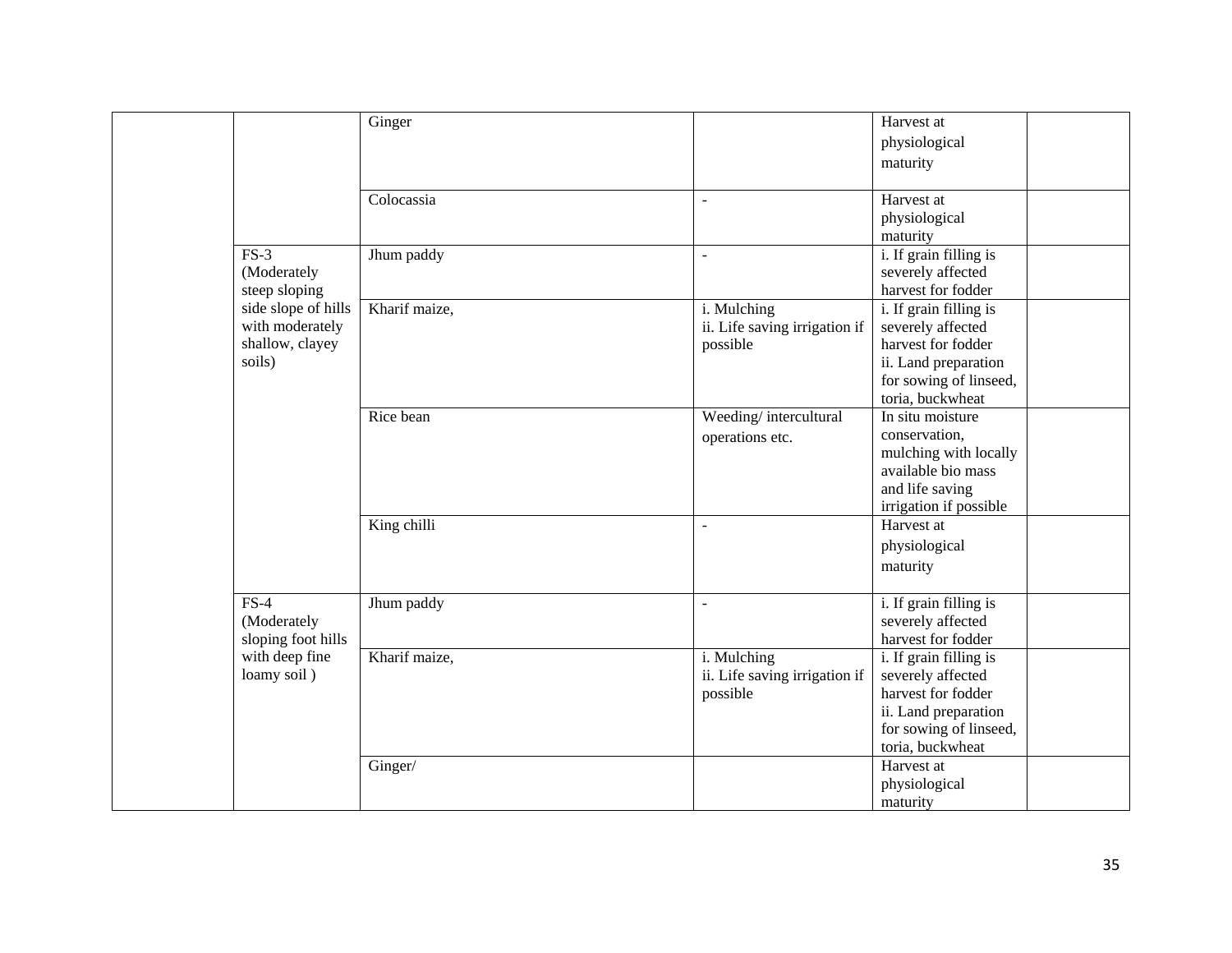| | | | | | |
|---|---|---|---|---|---|
| | | Ginger | | Harvest at physiological maturity | |
| | | Colocassia | - | Harvest at physiological maturity | |
| | FS-3 (Moderately steep sloping side slope of hills with moderately shallow, clayey soils) | Jhum paddy | - | i. If grain filling is severely affected harvest for fodder | |
| | | Kharif maize, | i. Mulching<br>ii. Life saving irrigation if possible | i. If grain filling is severely affected harvest for fodder<br>ii. Land preparation for sowing of linseed, toria, buckwheat | |
| | | Rice bean | Weeding/ intercultural operations etc. | In situ moisture conservation, mulching with locally available bio mass and life saving irrigation if possible | |
| | | King chilli | - | Harvest at physiological maturity | |
| | FS-4 (Moderately sloping foot hills with deep fine loamy soil ) | Jhum paddy | - | i. If grain filling is severely affected harvest for fodder | |
| | | Kharif maize, | i. Mulching<br>ii. Life saving irrigation if possible | i. If grain filling is severely affected harvest for fodder<br>ii. Land preparation for sowing of linseed, toria, buckwheat | |
| | | Ginger/ | | Harvest at physiological maturity | |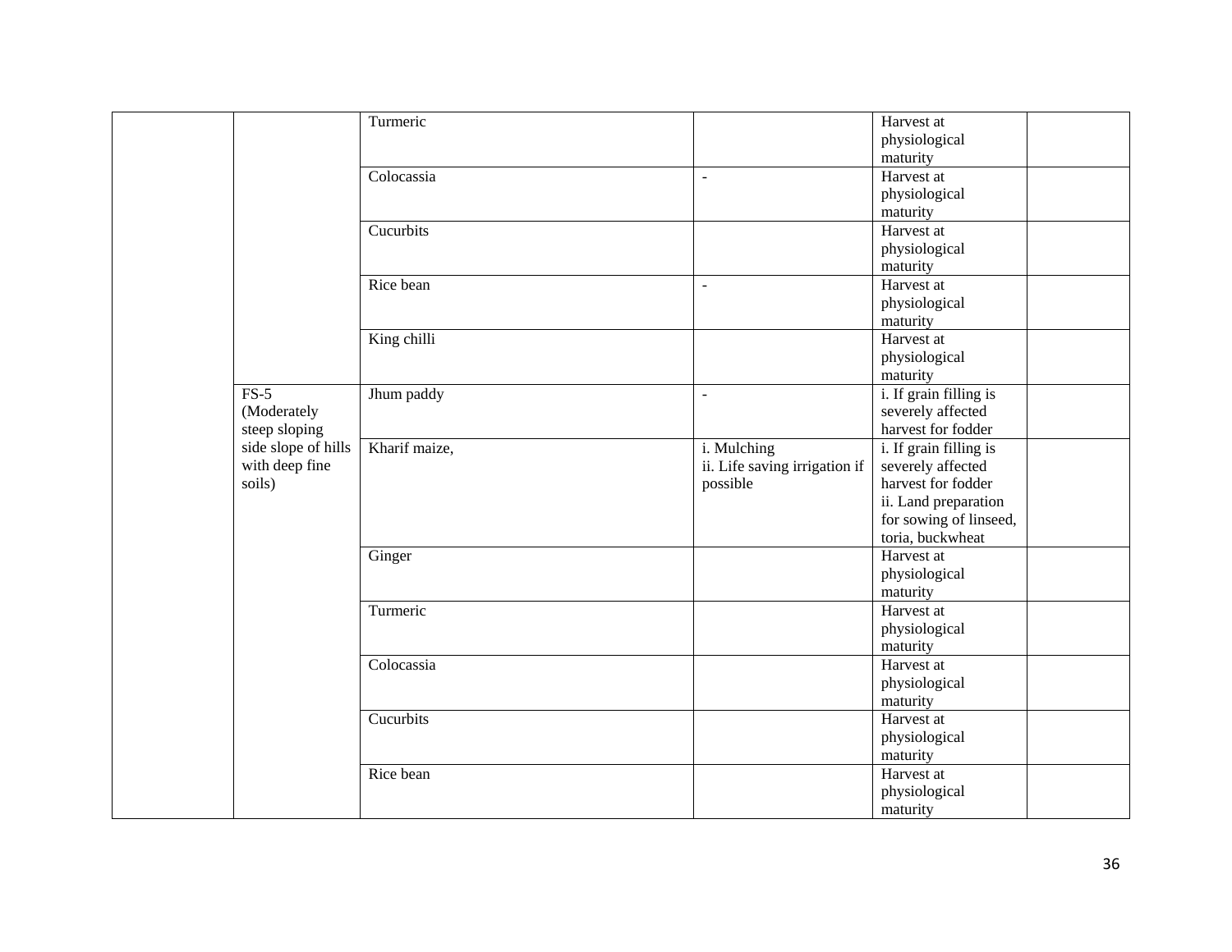| | | | | | |
|---|---|---|---|---|---|
| | | Turmeric | | Harvest at physiological maturity | |
| | | Colocassia | - | Harvest at physiological maturity | |
| | | Cucurbits | | Harvest at physiological maturity | |
| | | Rice bean | - | Harvest at physiological maturity | |
| | | King chilli | | Harvest at physiological maturity | |
| | FS-5 (Moderately steep sloping side slope of hills with deep fine soils) | Jhum paddy | - | i. If grain filling is severely affected harvest for fodder | |
| | | Kharif maize, | i. Mulching<br>ii. Life saving irrigation if possible | i. If grain filling is severely affected harvest for fodder<br>ii. Land preparation for sowing of linseed, toria, buckwheat | |
| | | Ginger | | Harvest at physiological maturity | |
| | | Turmeric | | Harvest at physiological maturity | |
| | | Colocassia | | Harvest at physiological maturity | |
| | | Cucurbits | | Harvest at physiological maturity | |
| | | Rice bean | | Harvest at physiological maturity | |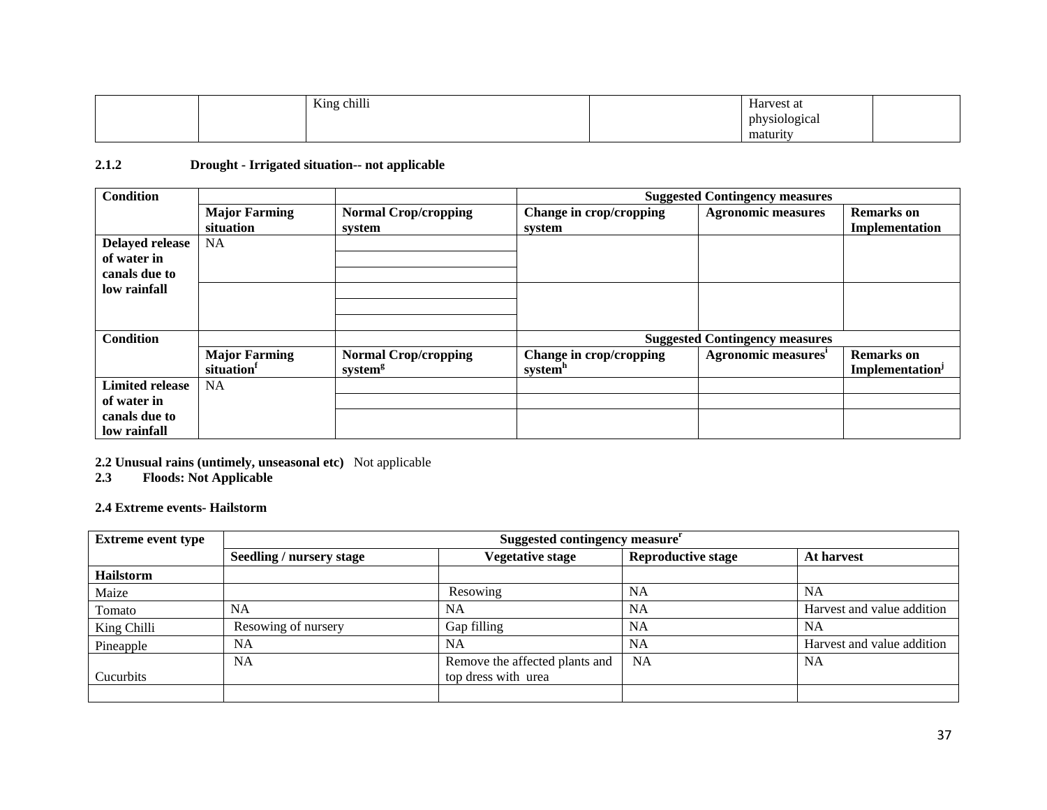|  |  | King chilli |  | Harvest at physiological maturity |  |
|---|---|---|---|---|---|

**2.1.2 Drought - Irrigated situation-- not applicable**

| Condition |  |  | Suggested Contingency measures |  |  |
|---|---|---|---|---|---|
|  | Major Farming situation | Normal Crop/cropping system | Change in crop/cropping system | Agronomic measures | Remarks on Implementation |
| Delayed release of water in canals due to low rainfall | NA |  |  |  |  |
|  |  |  |  |  |  |
|  |  |  |  |  |  |
|  |  |  |  |  |  |
|  |  |  |  |  |  |
|  |  |  |  |  |  |
| Condition |  |  | Suggested Contingency measures |  |  |
|  | Major Farming situation[f] | Normal Crop/cropping system[g] | Change in crop/cropping system[h] | Agronomic measures[i] | Remarks on Implementation[j] |
| Limited release of water in canals due to low rainfall | NA |  |  |  |  |
|  |  |  |  |  |  |
|  |  |  |  |  |  |

**2.2 Unusual rains (untimely, unseasonal etc)** Not applicable

**2.3 Floods: Not Applicable**

**2.4 Extreme events- Hailstorm**

| Extreme event type | Suggested contingency measure[r] |  |  |  |
|---|---|---|---|---|
|  | Seedling / nursery stage | Vegetative stage | Reproductive stage | At harvest |
| **Hailstorm** |  |  |  |  |
| Maize |  | Resowing | NA | NA |
| Tomato | NA | NA | NA | Harvest and value addition |
| King Chilli | Resowing of nursery | Gap filling | NA | NA |
| Pineapple | NA | NA | NA | Harvest and value addition |
| Cucurbits | NA | Remove the affected plants and top dress with urea | NA | NA |
|  |  |  |  |  |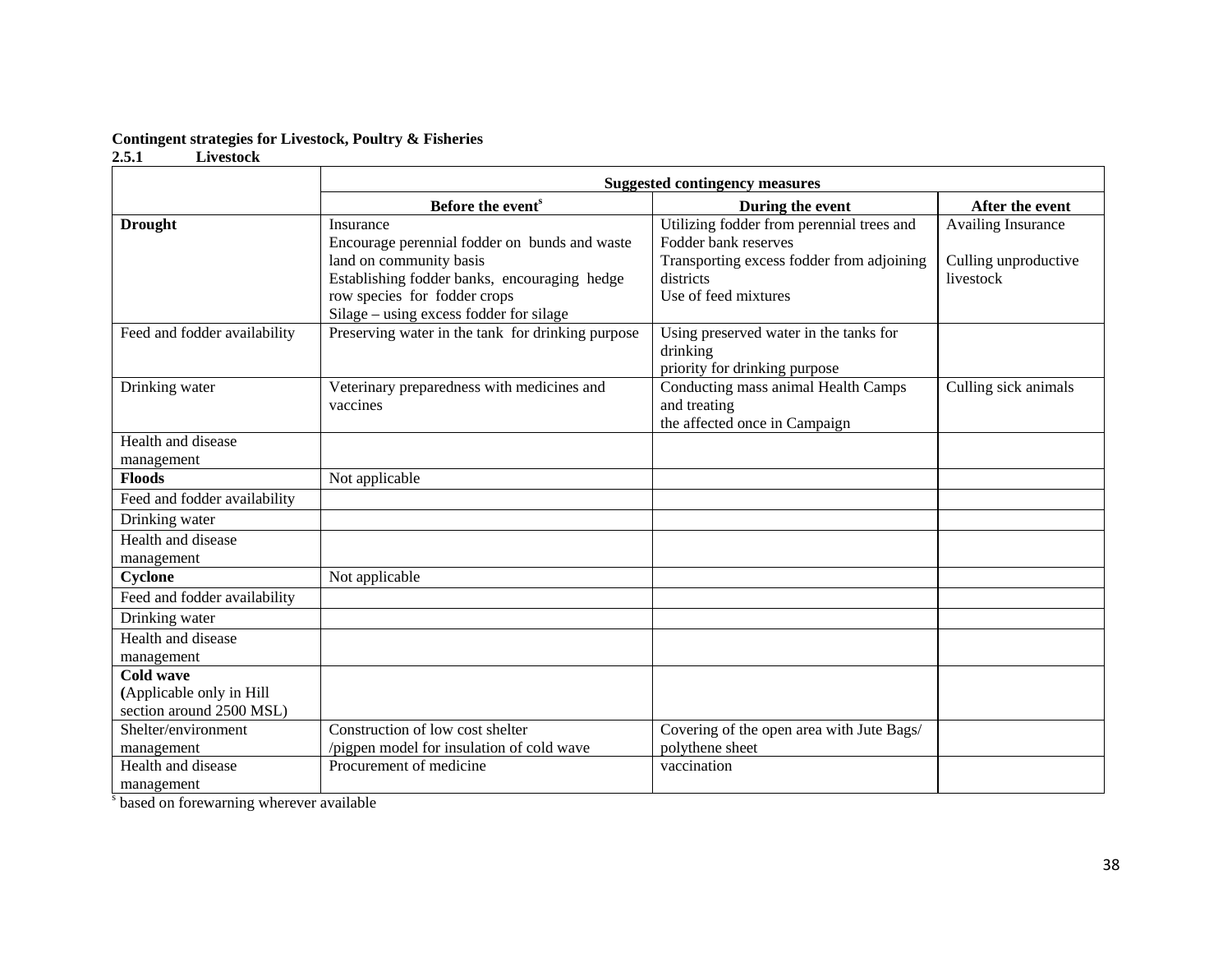**Contingent strategies for Livestock, Poultry & Fisheries**

**2.5.1 Livestock**

| | **Suggested contingency measures** | | |
|---|---|---|---|
| | **Before the event**[s] | **During the event** | **After the event** |
| **Drought** | Insurance<br>Encourage perennial fodder on bunds and waste land on community basis<br>Establishing fodder banks, encouraging hedge row species for fodder crops<br>Silage – using excess fodder for silage | Utilizing fodder from perennial trees and Fodder bank reserves<br>Transporting excess fodder from adjoining districts<br>Use of feed mixtures | Availing Insurance<br><br>Culling unproductive livestock |
| Feed and fodder availability | Preserving water in the tank for drinking purpose | Using preserved water in the tanks for drinking<br>priority for drinking purpose | |
| Drinking water | Veterinary preparedness with medicines and vaccines | Conducting mass animal Health Camps and treating<br>the affected once in Campaign | Culling sick animals |
| Health and disease management | | | |
| **Floods** | Not applicable | | |
| Feed and fodder availability | | | |
| Drinking water | | | |
| Health and disease management | | | |
| **Cyclone** | Not applicable | | |
| Feed and fodder availability | | | |
| Drinking water | | | |
| Health and disease management | | | |
| **Cold wave**<br>**(**Applicable only in Hill section around 2500 MSL) | | | |
| Shelter/environment management | Construction of low cost shelter<br>/pigpen model for insulation of cold wave | Covering of the open area with Jute Bags/ polythene sheet | |
| Health and disease management | Procurement of medicine | vaccination | |

[s] based on forewarning wherever available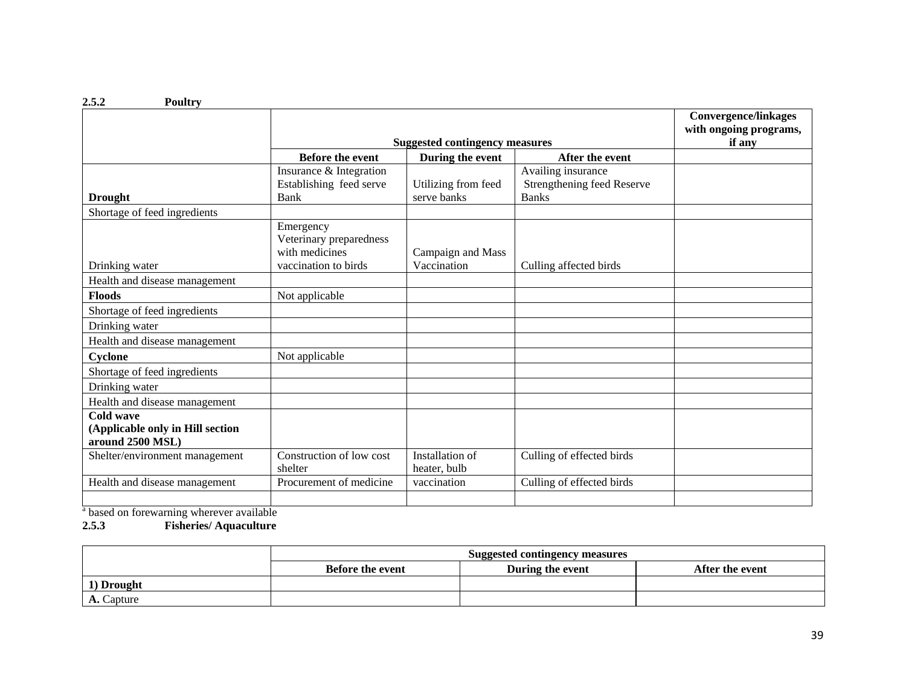### 2.5.2 Poultry

| | Suggested contingency measures | | | Convergence/linkages with ongoing programs, if any |
|---|---|---|---|---|
| | Before the event | During the event | After the event | |
| **Drought** | Insurance & Integration Establishing feed serve Bank | Utilizing from feed serve banks | Availing insurance Strengthening feed Reserve Banks | |
| Shortage of feed ingredients | | | | |
| Drinking water | Emergency Veterinary preparedness with medicines vaccination to birds | Campaign and Mass Vaccination | Culling affected birds | |
| Health and disease management | | | | |
| **Floods** | Not applicable | | | |
| Shortage of feed ingredients | | | | |
| Drinking water | | | | |
| Health and disease management | | | | |
| **Cyclone** | Not applicable | | | |
| Shortage of feed ingredients | | | | |
| Drinking water | | | | |
| Health and disease management | | | | |
| **Cold wave (Applicable only in Hill section around 2500 MSL)** | | | | |
| Shelter/environment management | Construction of low cost shelter | Installation of heater, bulb | Culling of effected birds | |
| Health and disease management | Procurement of medicine | vaccination | Culling of effected birds | |
| | | | | |

[a] based on forewarning wherever available

### 2.5.3 Fisheries/ Aquaculture

| | Suggested contingency measures | | |
|---|---|---|---|
| | Before the event | During the event | After the event |
| **1) Drought** | | | |
| **A.** Capture | | | |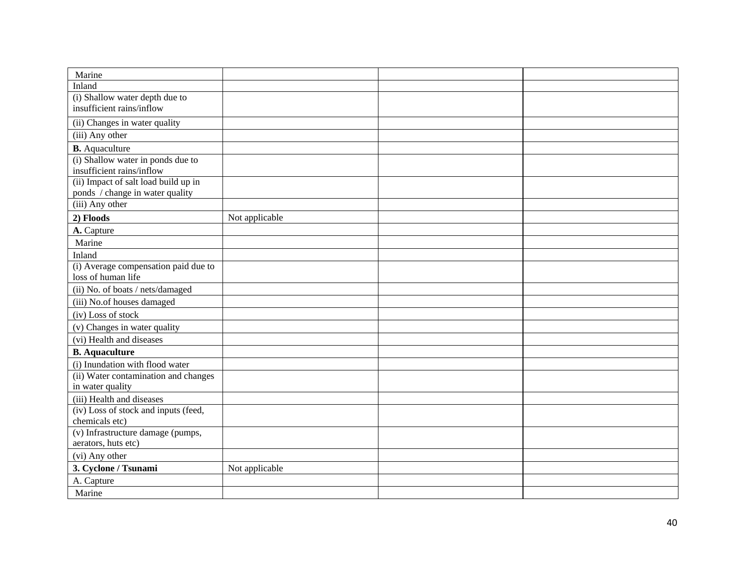| Marine | | | |
|---|---|---|---|
| Inland | | | |
| (i) Shallow water depth due to insufficient rains/inflow | | | |
| (ii) Changes in water quality | | | |
| (iii) Any other | | | |
| **B.** Aquaculture | | | |
| (i) Shallow water in ponds due to insufficient rains/inflow | | | |
| (ii) Impact of salt load build up in ponds / change in water quality | | | |
| (iii) Any other | | | |
| **2) Floods** | Not applicable | | |
| **A.** Capture | | | |
| Marine | | | |
| Inland | | | |
| (i) Average compensation paid due to loss of human life | | | |
| (ii) No. of boats / nets/damaged | | | |
| (iii) No.of houses damaged | | | |
| (iv) Loss of stock | | | |
| (v) Changes in water quality | | | |
| (vi) Health and diseases | | | |
| **B. Aquaculture** | | | |
| (i) Inundation with flood water | | | |
| (ii) Water contamination and changes in water quality | | | |
| (iii) Health and diseases | | | |
| (iv) Loss of stock and inputs (feed, chemicals etc) | | | |
| (v) Infrastructure damage (pumps, aerators, huts etc) | | | |
| (vi) Any other | | | |
| **3. Cyclone / Tsunami** | Not applicable | | |
| A. Capture | | | |
| Marine | | | |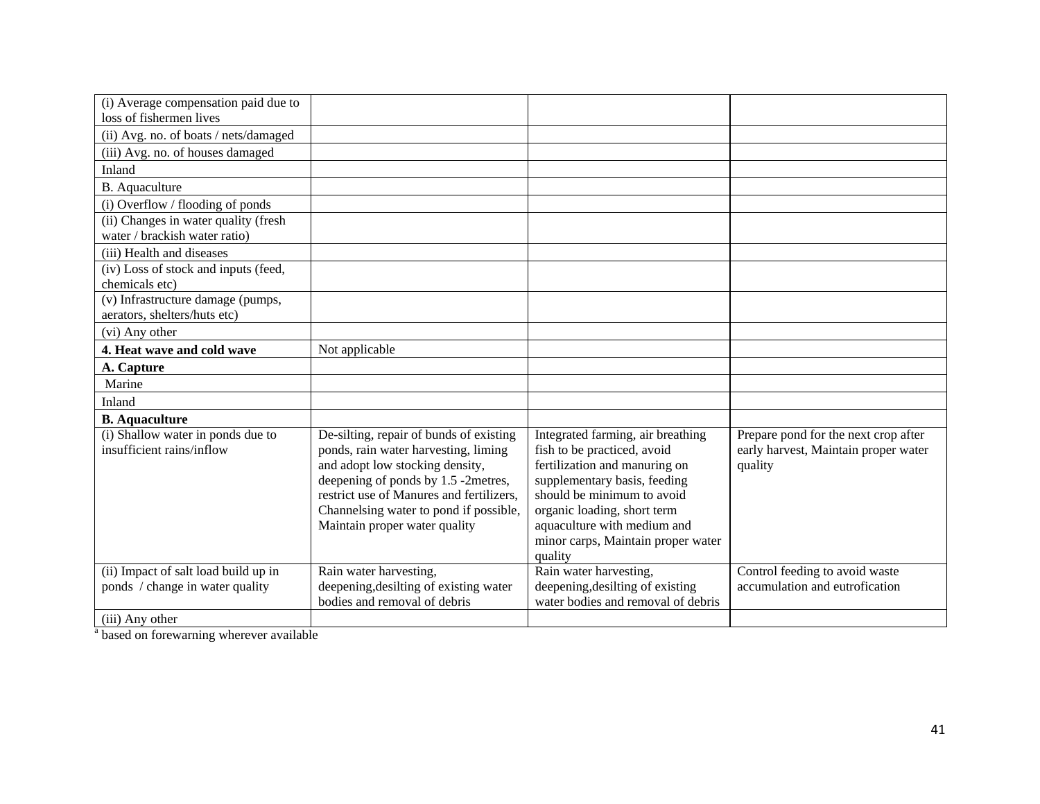| | | | |
|---|---|---|---|
| (i) Average compensation paid due to loss of fishermen lives | | | |
| (ii) Avg. no. of boats / nets/damaged | | | |
| (iii) Avg. no. of houses damaged | | | |
| Inland | | | |
| B. Aquaculture | | | |
| (i) Overflow / flooding of ponds | | | |
| (ii) Changes in water quality (fresh water / brackish water ratio) | | | |
| (iii) Health and diseases | | | |
| (iv) Loss of stock and inputs (feed, chemicals etc) | | | |
| (v) Infrastructure damage (pumps, aerators, shelters/huts etc) | | | |
| (vi) Any other | | | |
| **4. Heat wave and cold wave** | Not applicable | | |
| **A. Capture** | | | |
| Marine | | | |
| Inland | | | |
| **B. Aquaculture** | | | |
| (i) Shallow water in ponds due to insufficient rains/inflow | De-silting, repair of bunds of existing ponds, rain water harvesting, liming and adopt low stocking density, deepening of ponds by 1.5 -2metres, restrict use of Manures and fertilizers, Channelsing water to pond if possible, Maintain proper water quality | Integrated farming, air breathing fish to be practiced, avoid fertilization and manuring on supplementary basis, feeding should be minimum to avoid organic loading, short term aquaculture with medium and minor carps, Maintain proper water quality | Prepare pond for the next crop after early harvest, Maintain proper water quality |
| (ii) Impact of salt load build up in ponds / change in water quality | Rain water harvesting, deepening,desilting of existing water bodies and removal of debris | Rain water harvesting, deepening,desilting of existing water bodies and removal of debris | Control feeding to avoid waste accumulation and eutrofication |
| (iii) Any other | | | |

[a] based on forewarning wherever available